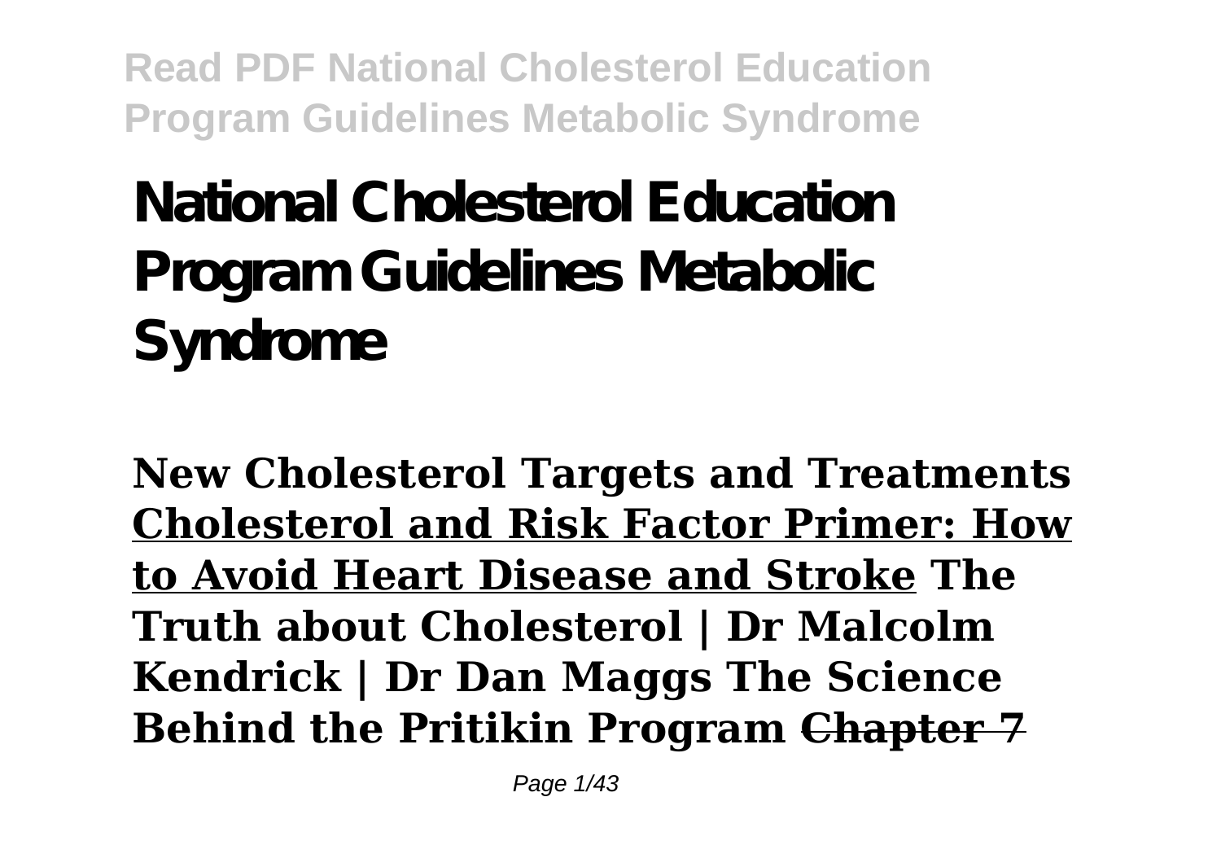# National Cholesterol Education Program Guidelines Metabolic Syndrome

**New Cholesterol Targets and Treatments** **Cholesterol and Risk Factor Primer: How to Avoid Heart Disease and Stroke** **The Truth about Cholesterol | Dr Malcolm Kendrick | Dr Dan Maggs The Science Behind the Pritikin Program** ~~**Chapter 7**~~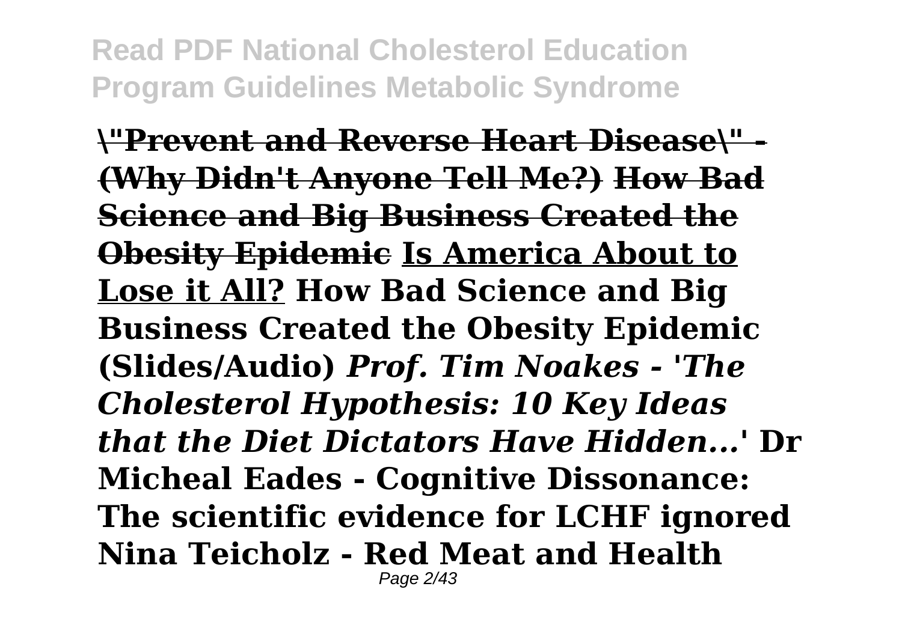**"Prevent and Reverse Heart Disease" - (Why Didn't Anyone Tell Me?) How Bad Science and Big Business Created the Obesity Epidemic Is America About to Lose it All? How Bad Science and Big Business Created the Obesity Epidemic (Slides/Audio)** ***Prof. Tim Noakes - 'The Cholesterol Hypothesis: 10 Key Ideas that the Diet Dictators Have Hidden...'*** **Dr Micheal Eades - Cognitive Dissonance: The scientific evidence for LCHF ignored Nina Teicholz - Red Meat and Health**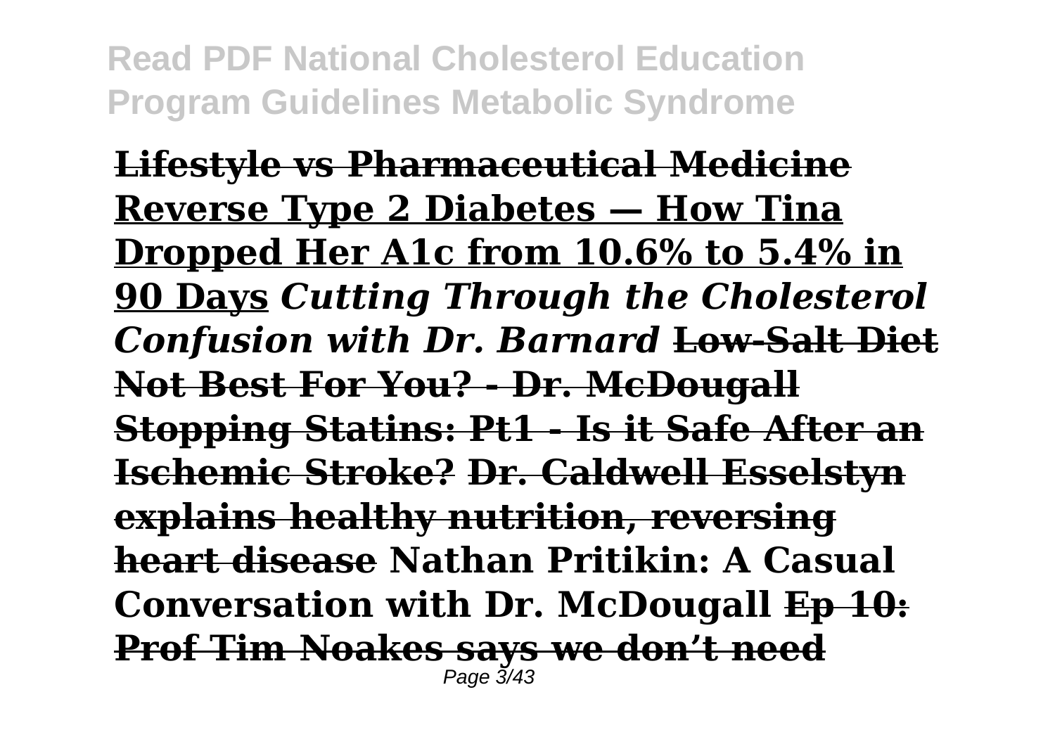**Lifestyle vs Pharmaceutical Medicine** **Reverse Type 2 Diabetes — How Tina Dropped Her A1c from 10.6% to 5.4% in 90 Days** ***Cutting Through the Cholesterol Confusion with Dr. Barnard*** **Low-Salt Diet Not Best For You? - Dr. McDougall** **Stopping Statins: Pt1 - Is it Safe After an Ischemic Stroke?** **Dr. Caldwell Esselstyn explains healthy nutrition, reversing heart disease** **Nathan Pritikin: A Casual Conversation with Dr. McDougall** **Ep 10: Prof Tim Noakes says we don't need**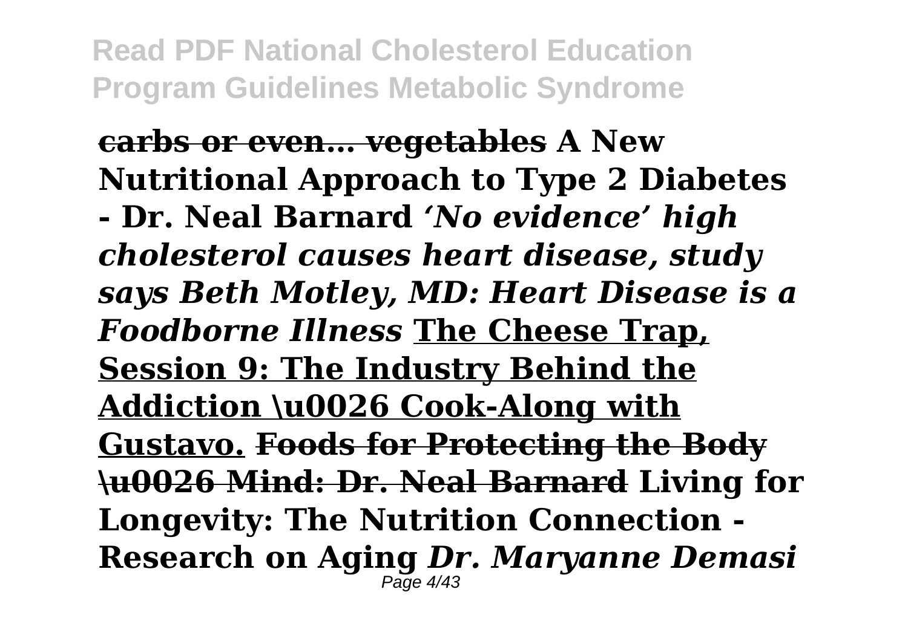**carbs or even… vegetables A New Nutritional Approach to Type 2 Diabetes - Dr. Neal Barnard** ***'No evidence' high cholesterol causes heart disease, study says Beth Motley, MD: Heart Disease is a Foodborne Illness*** **The Cheese Trap, Session 9: The Industry Behind the Addiction \u0026 Cook-Along with Gustavo.** **Foods for Protecting the Body \u0026 Mind: Dr. Neal Barnard** **Living for Longevity: The Nutrition Connection - Research on Aging** ***Dr. Maryanne Demasi***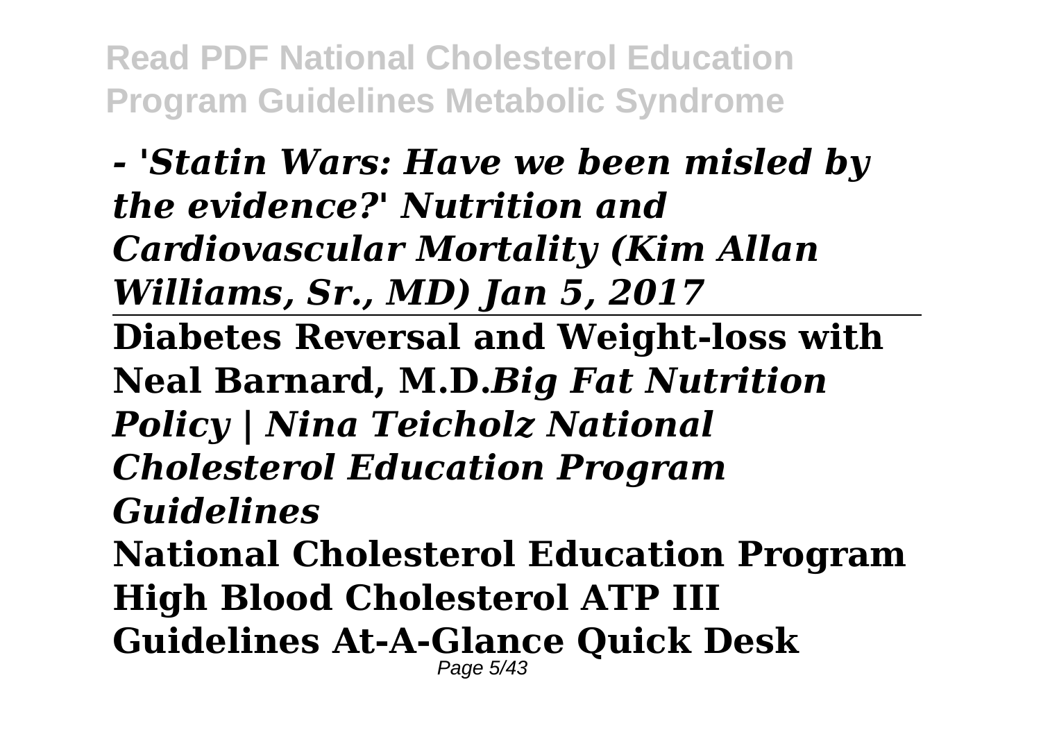***- 'Statin Wars: Have we been misled by the evidence?' Nutrition and Cardiovascular Mortality (Kim Allan Williams, Sr., MD) Jan 5, 2017***

---

**Diabetes Reversal and Weight-loss with Neal Barnard, M.D.*****Big Fat Nutrition Policy | Nina Teicholz National Cholesterol Education Program Guidelines***

**National Cholesterol Education Program High Blood Cholesterol ATP III Guidelines At-A-Glance Quick Desk**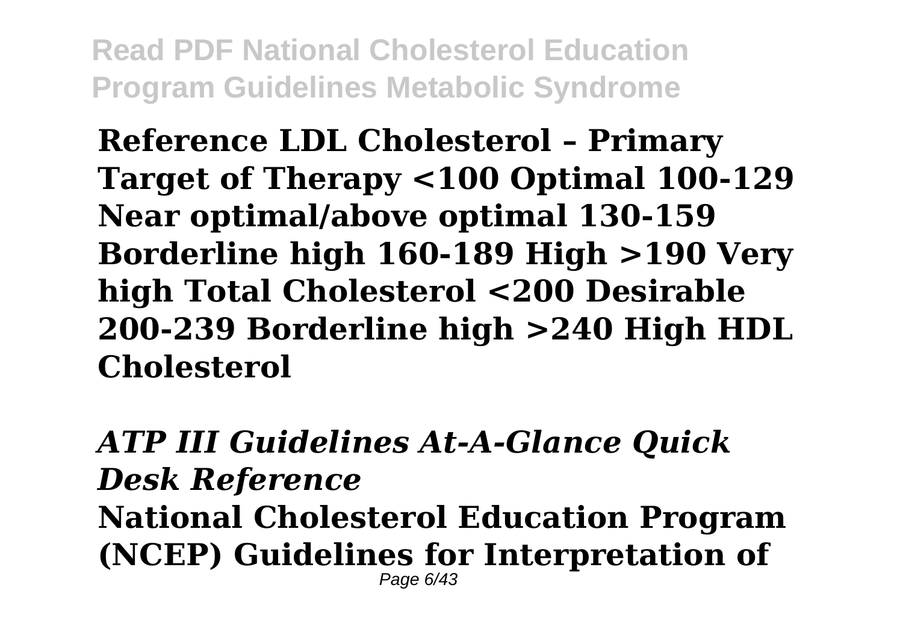**Reference LDL Cholesterol – Primary Target of Therapy <100 Optimal 100-129 Near optimal/above optimal 130-159 Borderline high 160-189 High >190 Very high Total Cholesterol <200 Desirable 200-239 Borderline high >240 High HDL Cholesterol**

***ATP III Guidelines At-A-Glance Quick Desk Reference***

**National Cholesterol Education Program (NCEP) Guidelines for Interpretation of**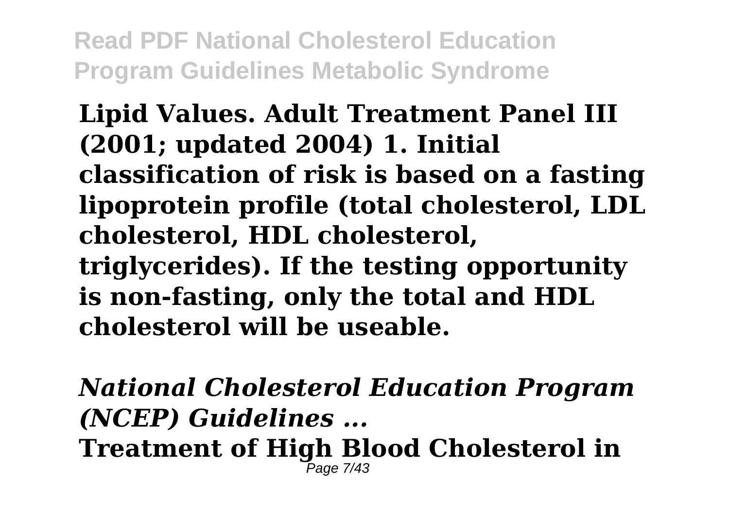**Lipid Values. Adult Treatment Panel III (2001; updated 2004) 1. Initial classification of risk is based on a fasting lipoprotein profile (total cholesterol, LDL cholesterol, HDL cholesterol, triglycerides). If the testing opportunity is non-fasting, only the total and HDL cholesterol will be useable.**

***National Cholesterol Education Program (NCEP) Guidelines ...***

**Treatment of High Blood Cholesterol in**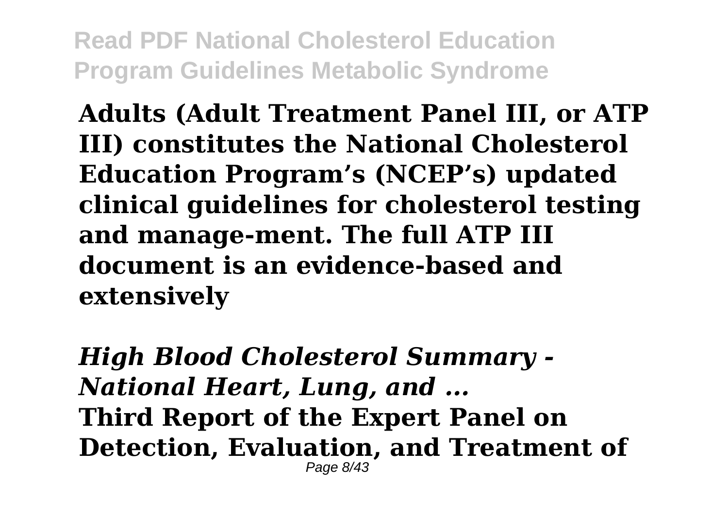**Adults (Adult Treatment Panel III, or ATP III) constitutes the National Cholesterol Education Program's (NCEP's) updated clinical guidelines for cholesterol testing and manage-ment. The full ATP III document is an evidence-based and extensively**

***High Blood Cholesterol Summary - National Heart, Lung, and ...***
**Third Report of the Expert Panel on Detection, Evaluation, and Treatment of**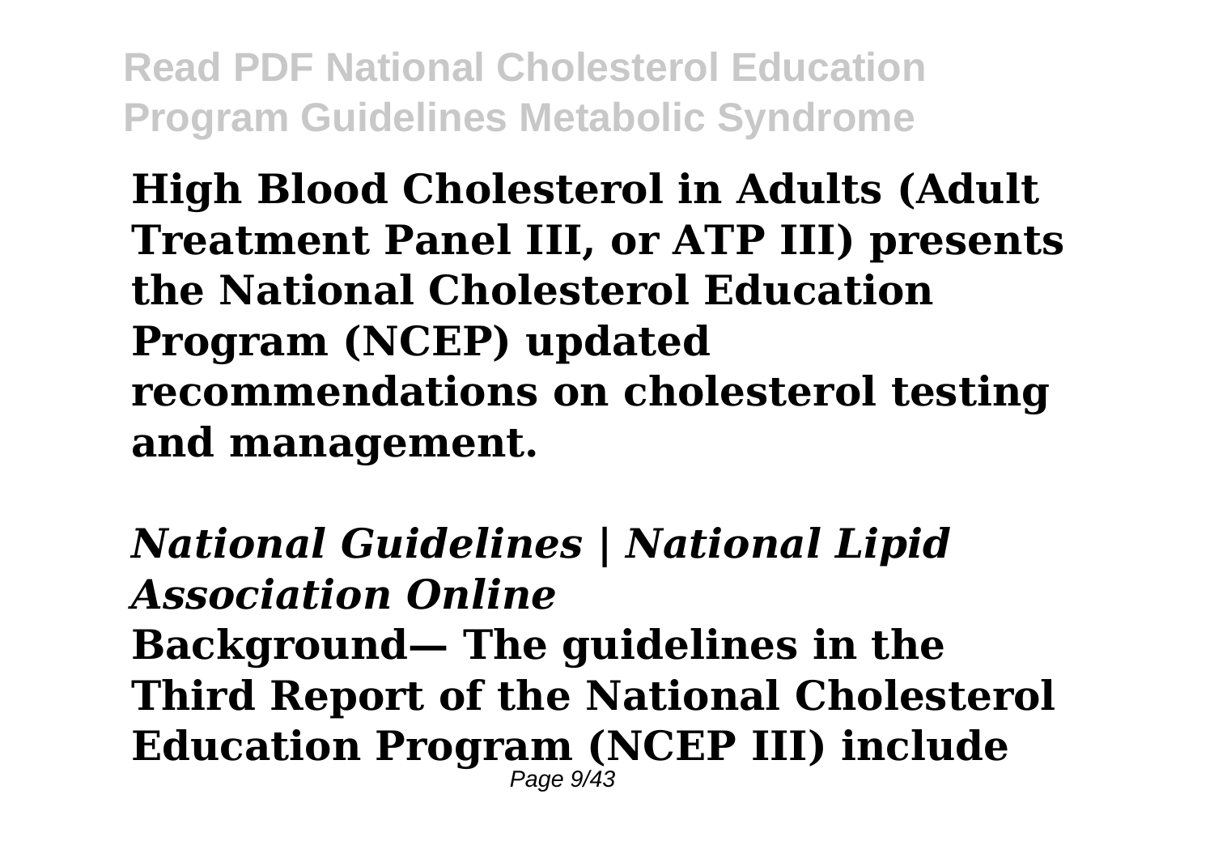**High Blood Cholesterol in Adults (Adult Treatment Panel III, or ATP III) presents the National Cholesterol Education Program (NCEP) updated recommendations on cholesterol testing and management.**

## *National Guidelines | National Lipid Association Online*

**Background— The guidelines in the Third Report of the National Cholesterol Education Program (NCEP III) include**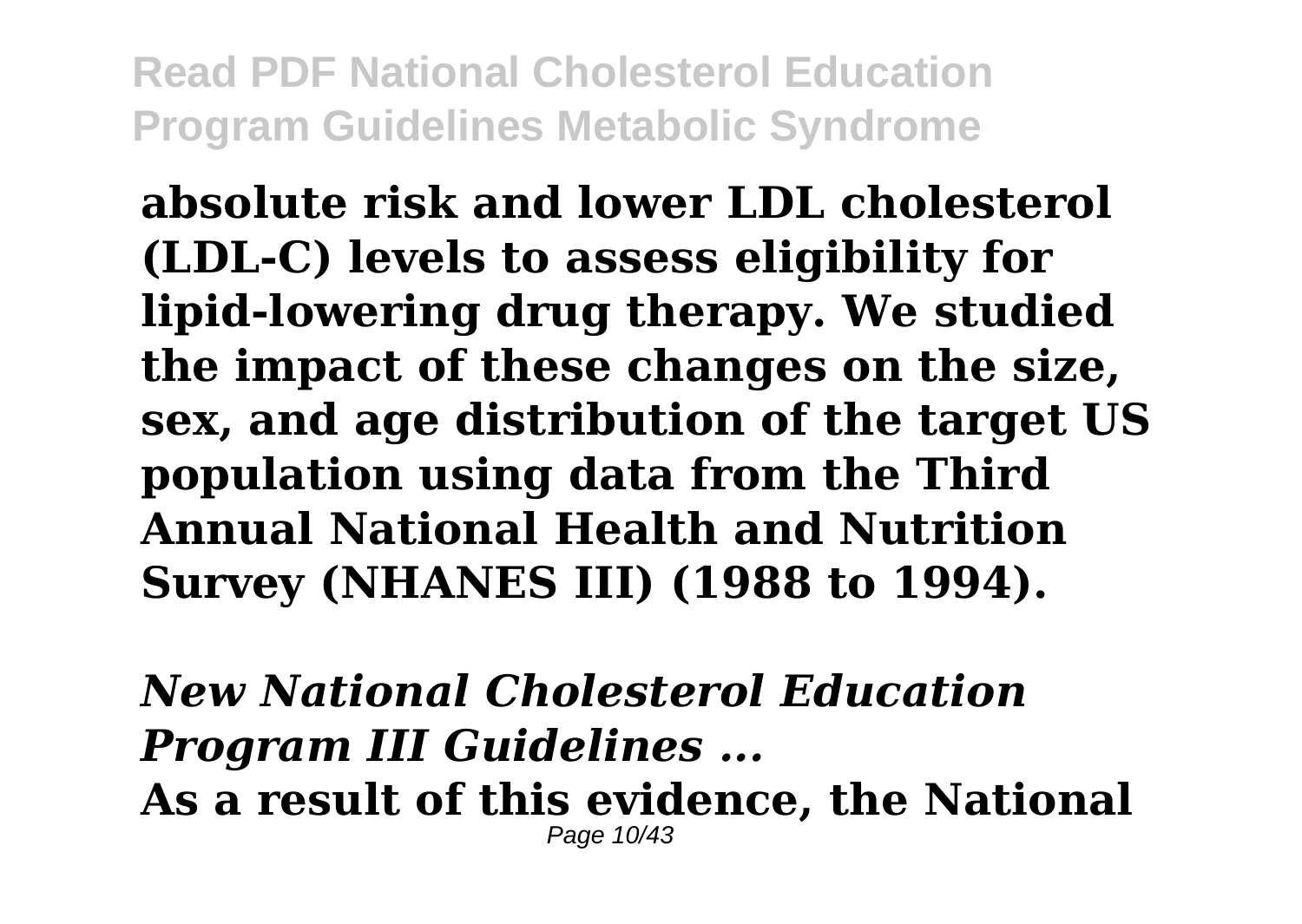**absolute risk and lower LDL cholesterol (LDL-C) levels to assess eligibility for lipid-lowering drug therapy. We studied the impact of these changes on the size, sex, and age distribution of the target US population using data from the Third Annual National Health and Nutrition Survey (NHANES III) (1988 to 1994).**

***New National Cholesterol Education Program III Guidelines ...***

**As a result of this evidence, the National**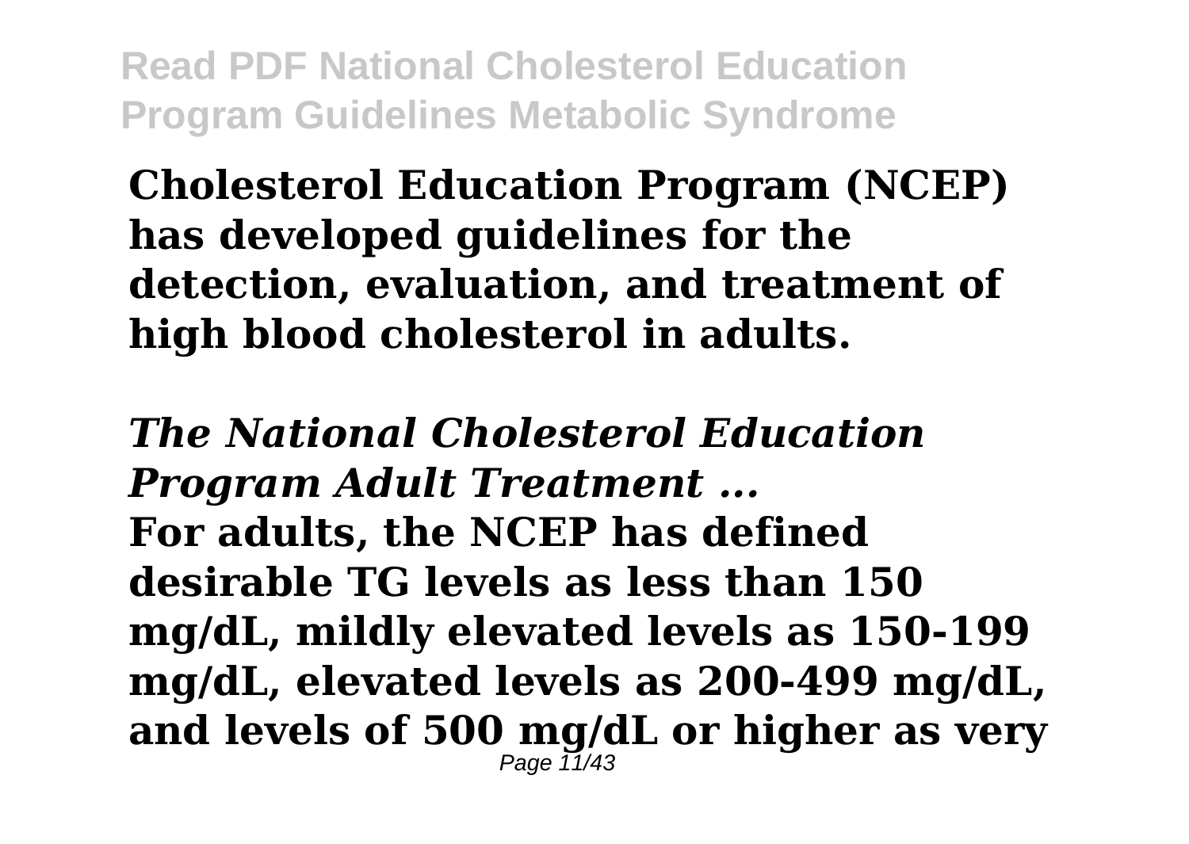**Cholesterol Education Program (NCEP) has developed guidelines for the detection, evaluation, and treatment of high blood cholesterol in adults.**

***The National Cholesterol Education Program Adult Treatment ...***

**For adults, the NCEP has defined desirable TG levels as less than 150 mg/dL, mildly elevated levels as 150-199 mg/dL, elevated levels as 200-499 mg/dL, and levels of 500 mg/dL or higher as very**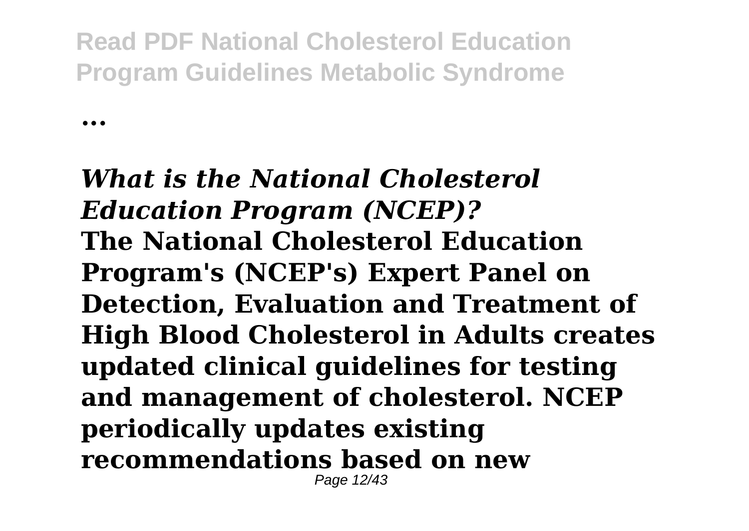**...**

## *What is the National Cholesterol Education Program (NCEP)?*

**The National Cholesterol Education Program's (NCEP's) Expert Panel on Detection, Evaluation and Treatment of High Blood Cholesterol in Adults creates updated clinical guidelines for testing and management of cholesterol. NCEP periodically updates existing recommendations based on new**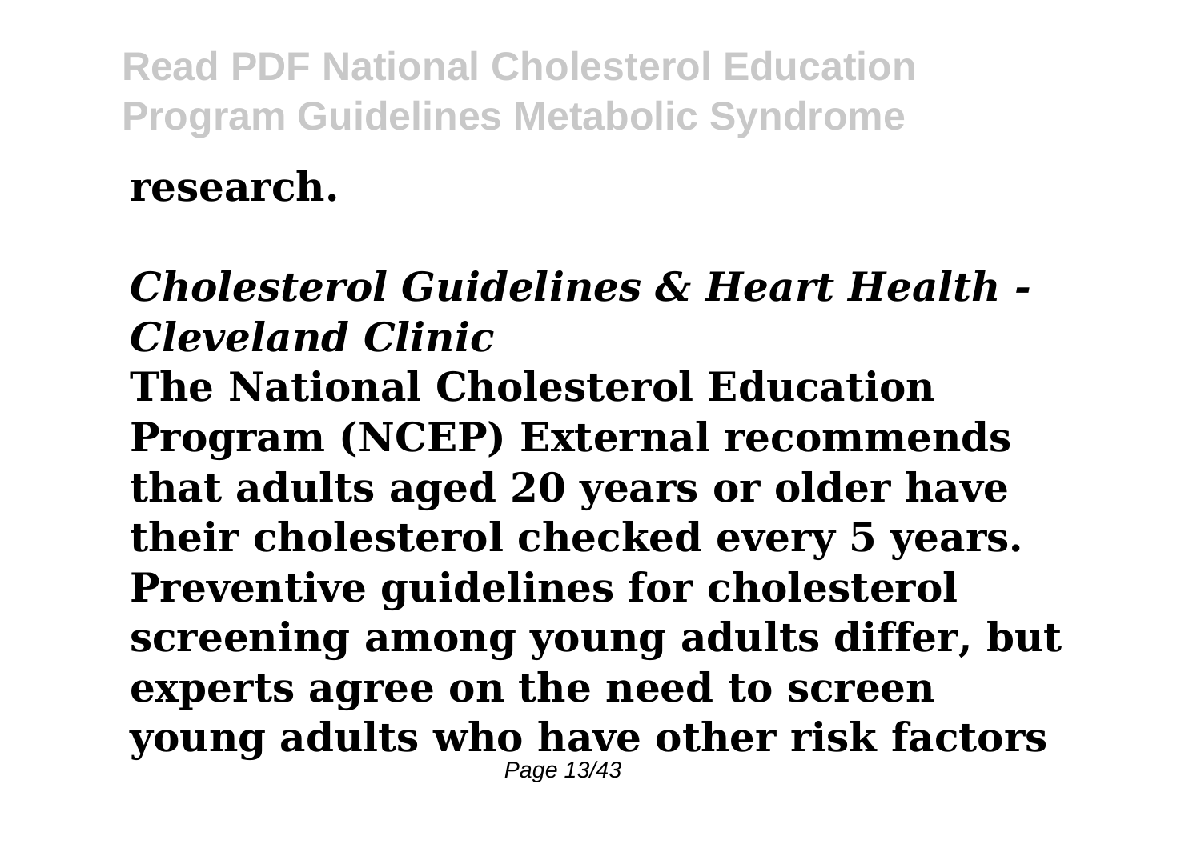**research.**

## *Cholesterol Guidelines & Heart Health - Cleveland Clinic*

**The National Cholesterol Education Program (NCEP) External recommends that adults aged 20 years or older have their cholesterol checked every 5 years. Preventive guidelines for cholesterol screening among young adults differ, but experts agree on the need to screen young adults who have other risk factors**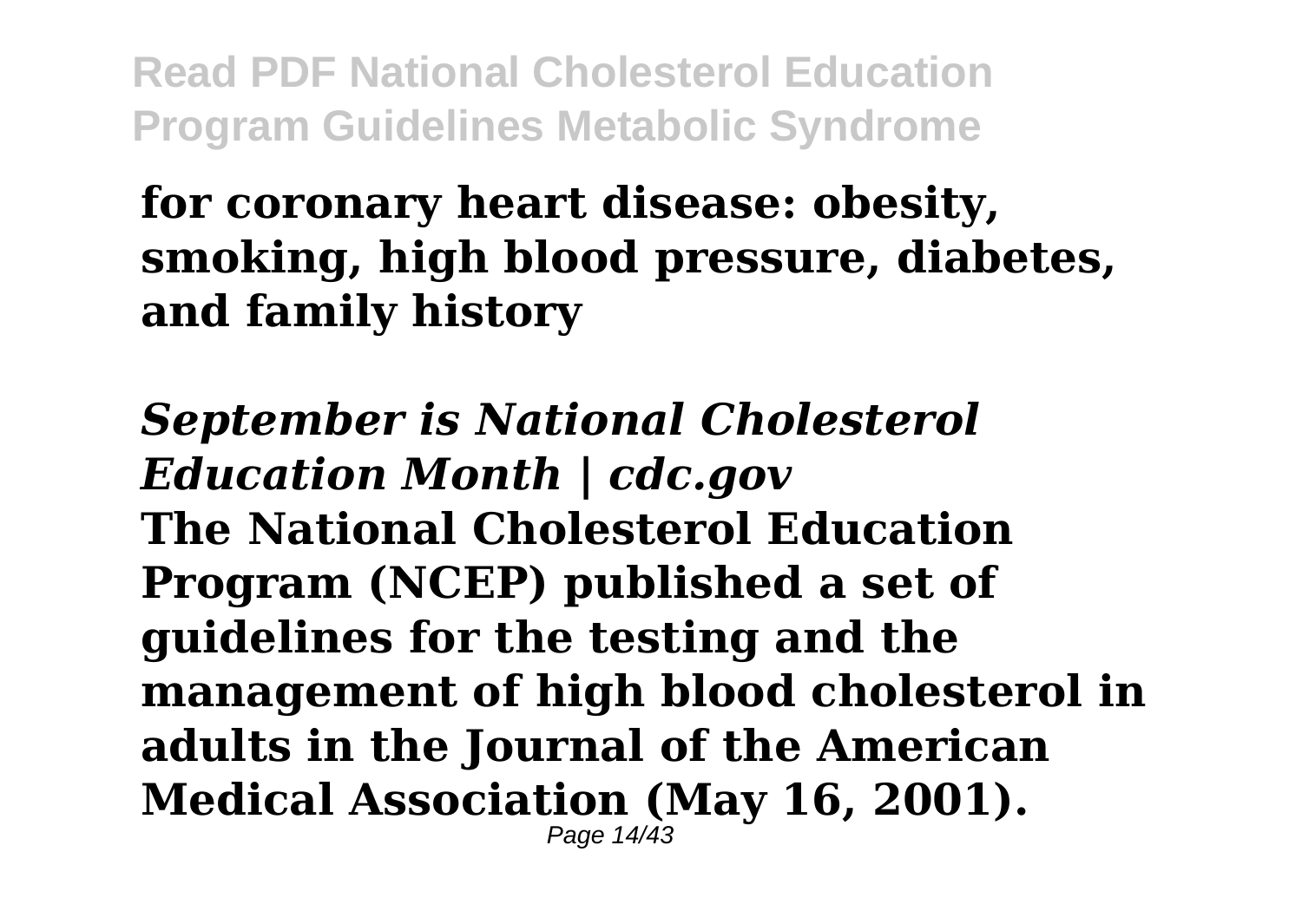**for coronary heart disease: obesity, smoking, high blood pressure, diabetes, and family history**

***September is National Cholesterol Education Month | cdc.gov***

**The National Cholesterol Education Program (NCEP) published a set of guidelines for the testing and the management of high blood cholesterol in adults in the Journal of the American Medical Association (May 16, 2001).**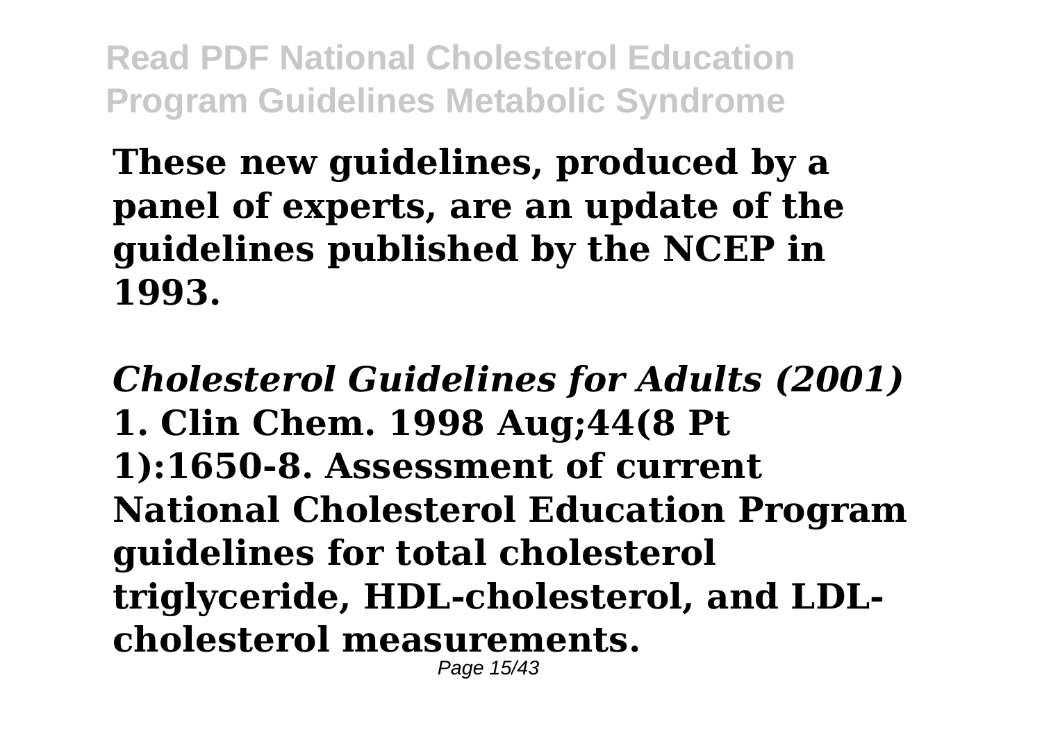**These new guidelines, produced by a panel of experts, are an update of the guidelines published by the NCEP in 1993.**

***Cholesterol Guidelines for Adults (2001)***

**1. Clin Chem. 1998 Aug;44(8 Pt 1):1650-8. Assessment of current National Cholesterol Education Program guidelines for total cholesterol triglyceride, HDL-cholesterol, and LDL-cholesterol measurements.**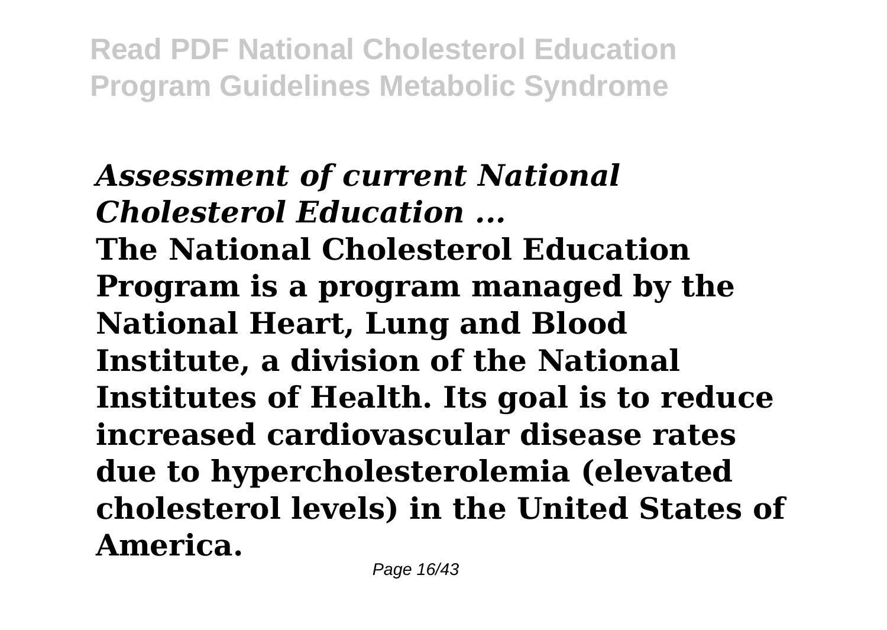## *Assessment of current National Cholesterol Education ...*

**The National Cholesterol Education Program is a program managed by the National Heart, Lung and Blood Institute, a division of the National Institutes of Health. Its goal is to reduce increased cardiovascular disease rates due to hypercholesterolemia (elevated cholesterol levels) in the United States of America.**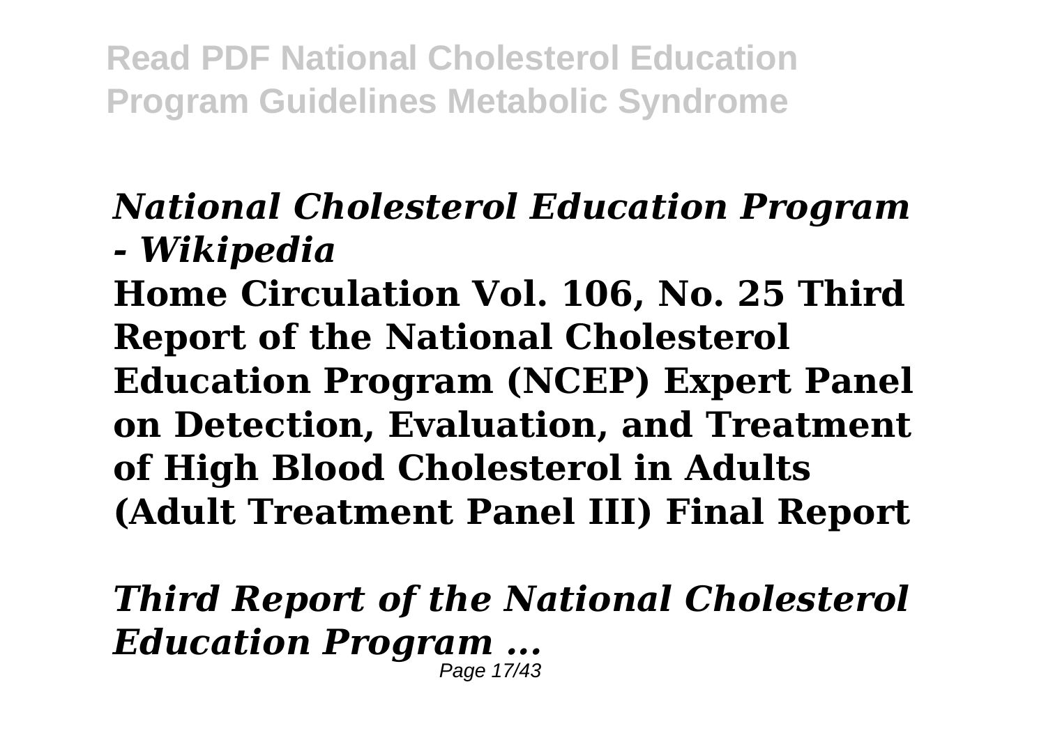*National Cholesterol Education Program - Wikipedia*

**Home Circulation Vol. 106, No. 25 Third Report of the National Cholesterol Education Program (NCEP) Expert Panel on Detection, Evaluation, and Treatment of High Blood Cholesterol in Adults (Adult Treatment Panel III) Final Report**

*Third Report of the National Cholesterol Education Program ...*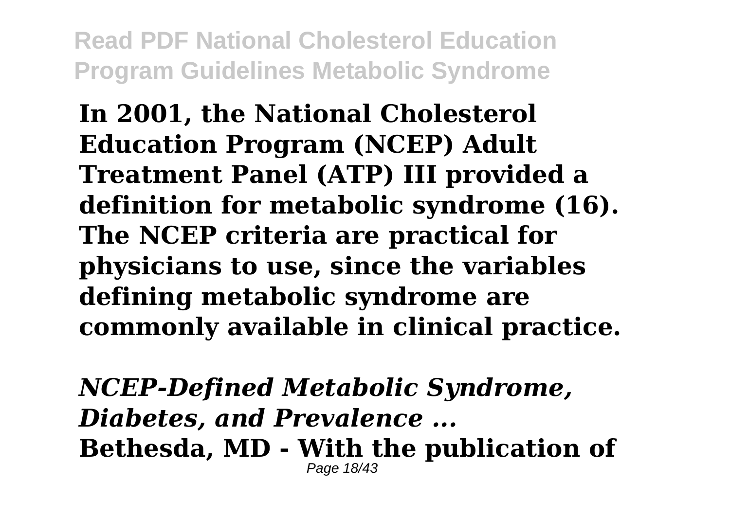**In 2001, the National Cholesterol Education Program (NCEP) Adult Treatment Panel (ATP) III provided a definition for metabolic syndrome (16). The NCEP criteria are practical for physicians to use, since the variables defining metabolic syndrome are commonly available in clinical practice.**

***NCEP-Defined Metabolic Syndrome, Diabetes, and Prevalence ...***

**Bethesda, MD - With the publication of**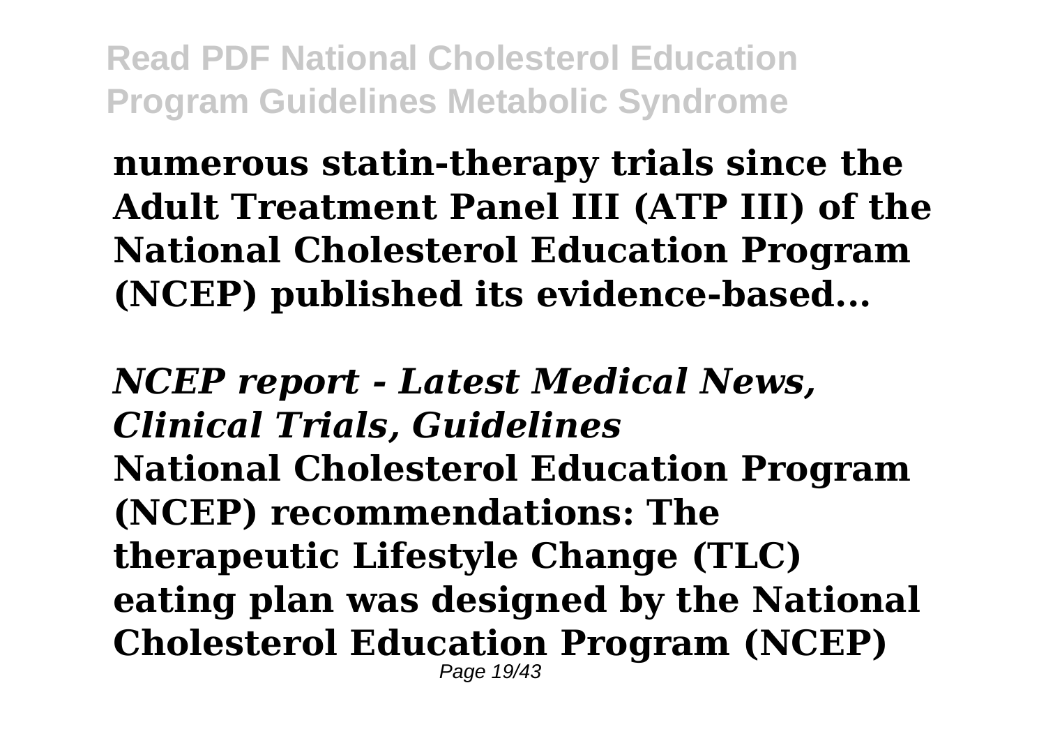**numerous statin-therapy trials since the Adult Treatment Panel III (ATP III) of the National Cholesterol Education Program (NCEP) published its evidence-based...**

***NCEP report - Latest Medical News, Clinical Trials, Guidelines***

**National Cholesterol Education Program (NCEP) recommendations: The therapeutic Lifestyle Change (TLC) eating plan was designed by the National Cholesterol Education Program (NCEP)**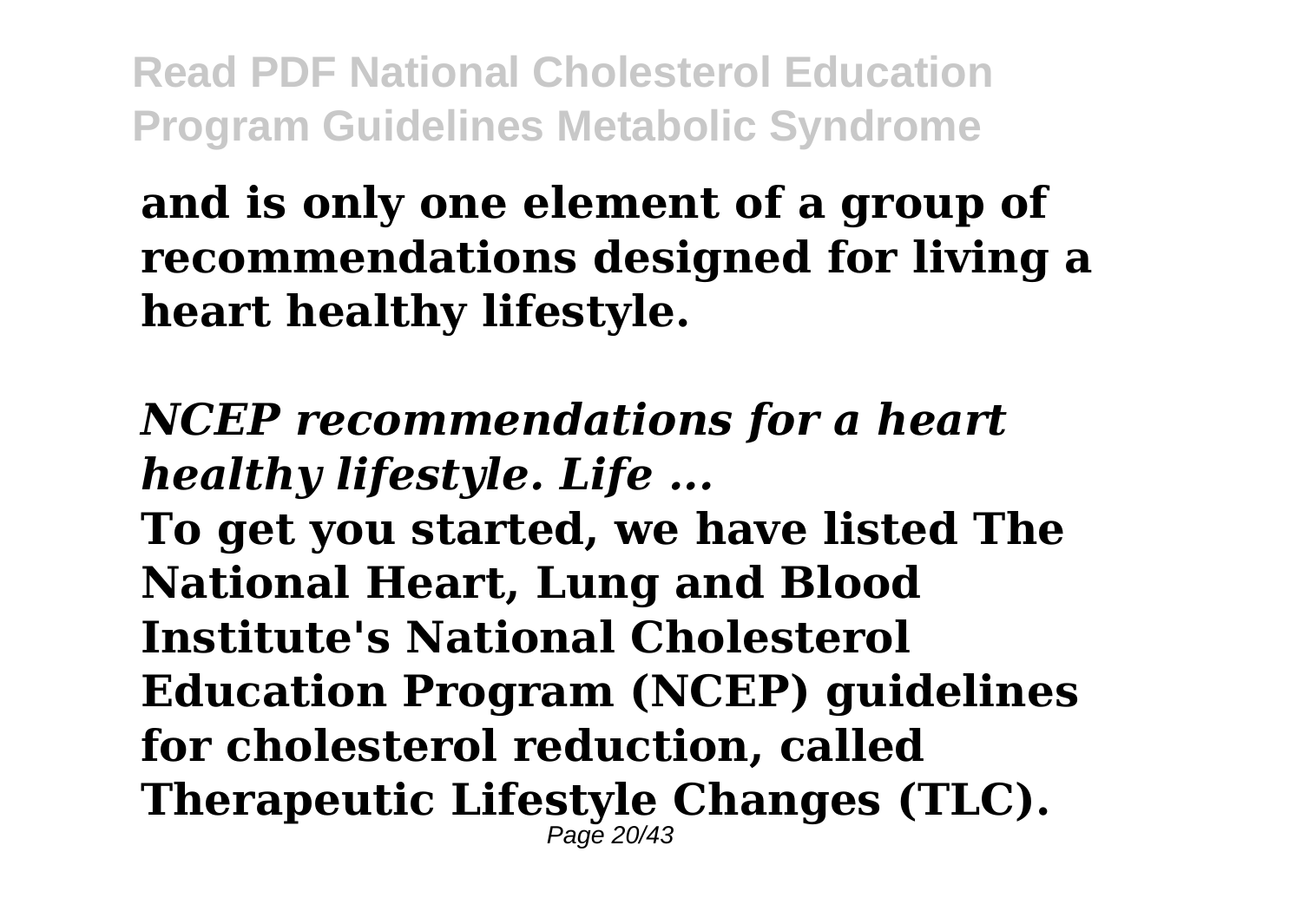**and is only one element of a group of recommendations designed for living a heart healthy lifestyle.**

***NCEP recommendations for a heart healthy lifestyle. Life ...***

**To get you started, we have listed The National Heart, Lung and Blood Institute's National Cholesterol Education Program (NCEP) guidelines for cholesterol reduction, called Therapeutic Lifestyle Changes (TLC).**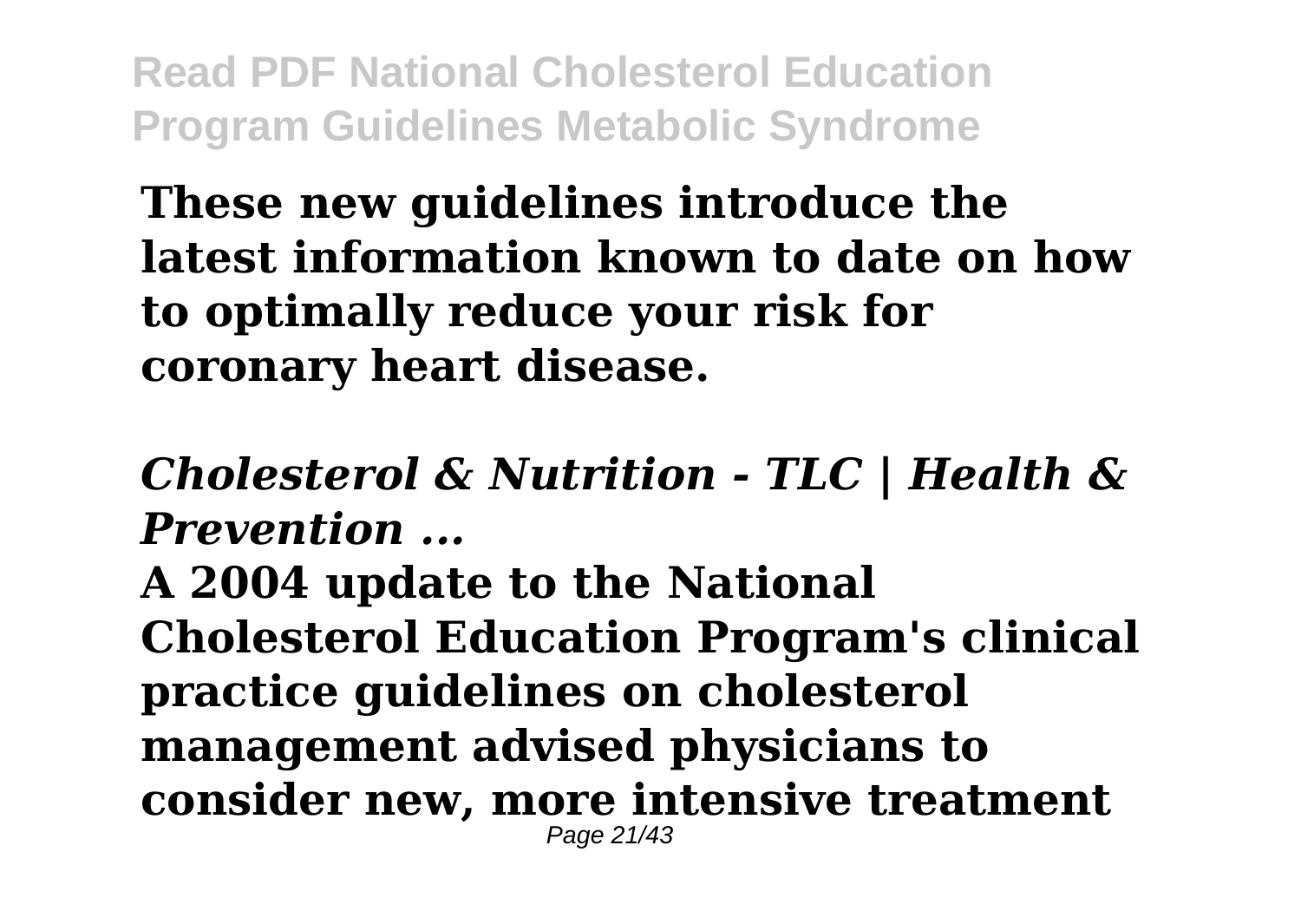**These new guidelines introduce the latest information known to date on how to optimally reduce your risk for coronary heart disease.**

***Cholesterol & Nutrition - TLC | Health & Prevention ...***

**A 2004 update to the National Cholesterol Education Program's clinical practice guidelines on cholesterol management advised physicians to consider new, more intensive treatment**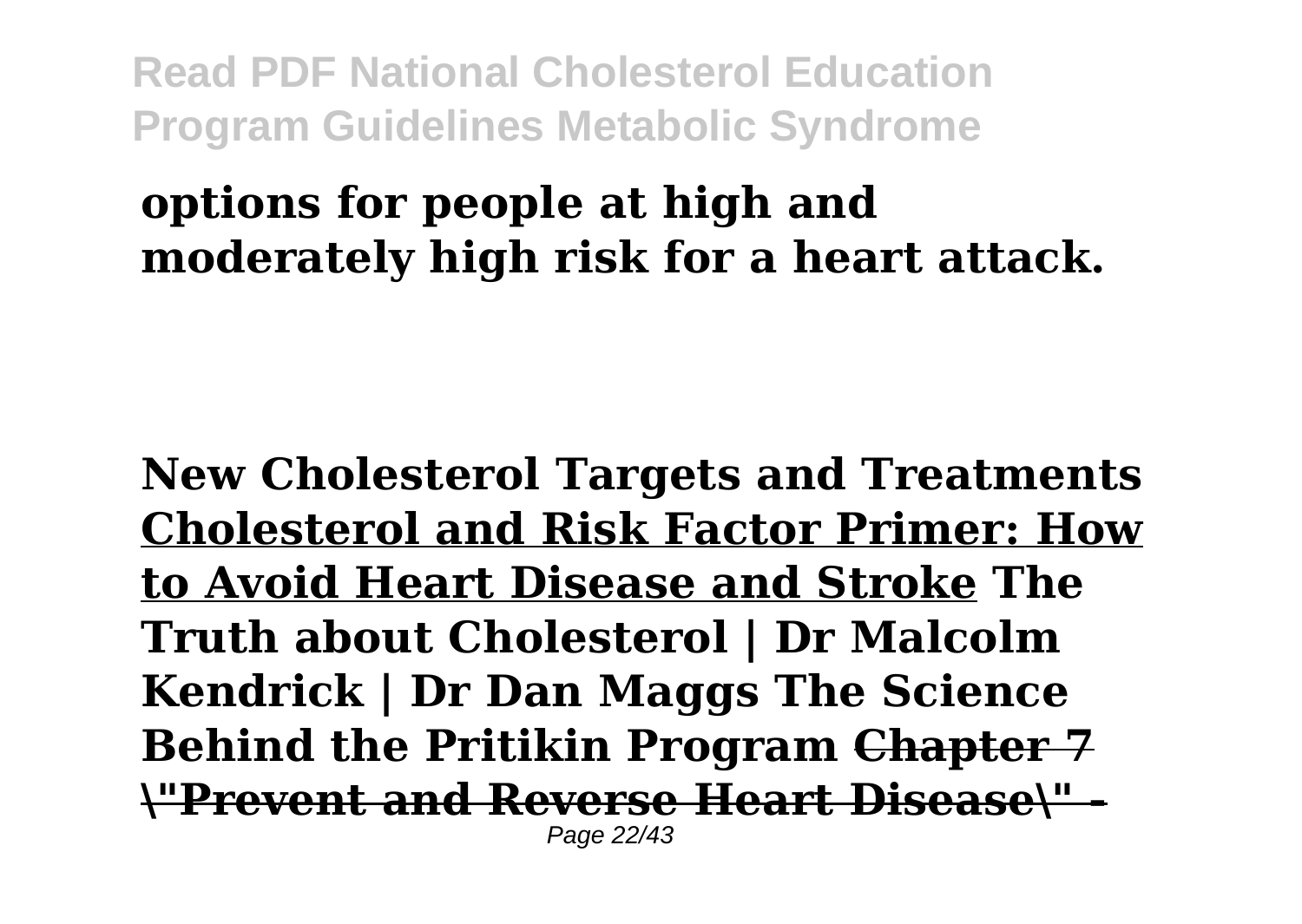**options for people at high and moderately high risk for a heart attack.**

**New Cholesterol Targets and Treatments** **Cholesterol and Risk Factor Primer: How to Avoid Heart Disease and Stroke** **The Truth about Cholesterol | Dr Malcolm Kendrick | Dr Dan Maggs The Science Behind the Pritikin Program** ~~**Chapter 7 \"Prevent and Reverse Heart Disease\" -**~~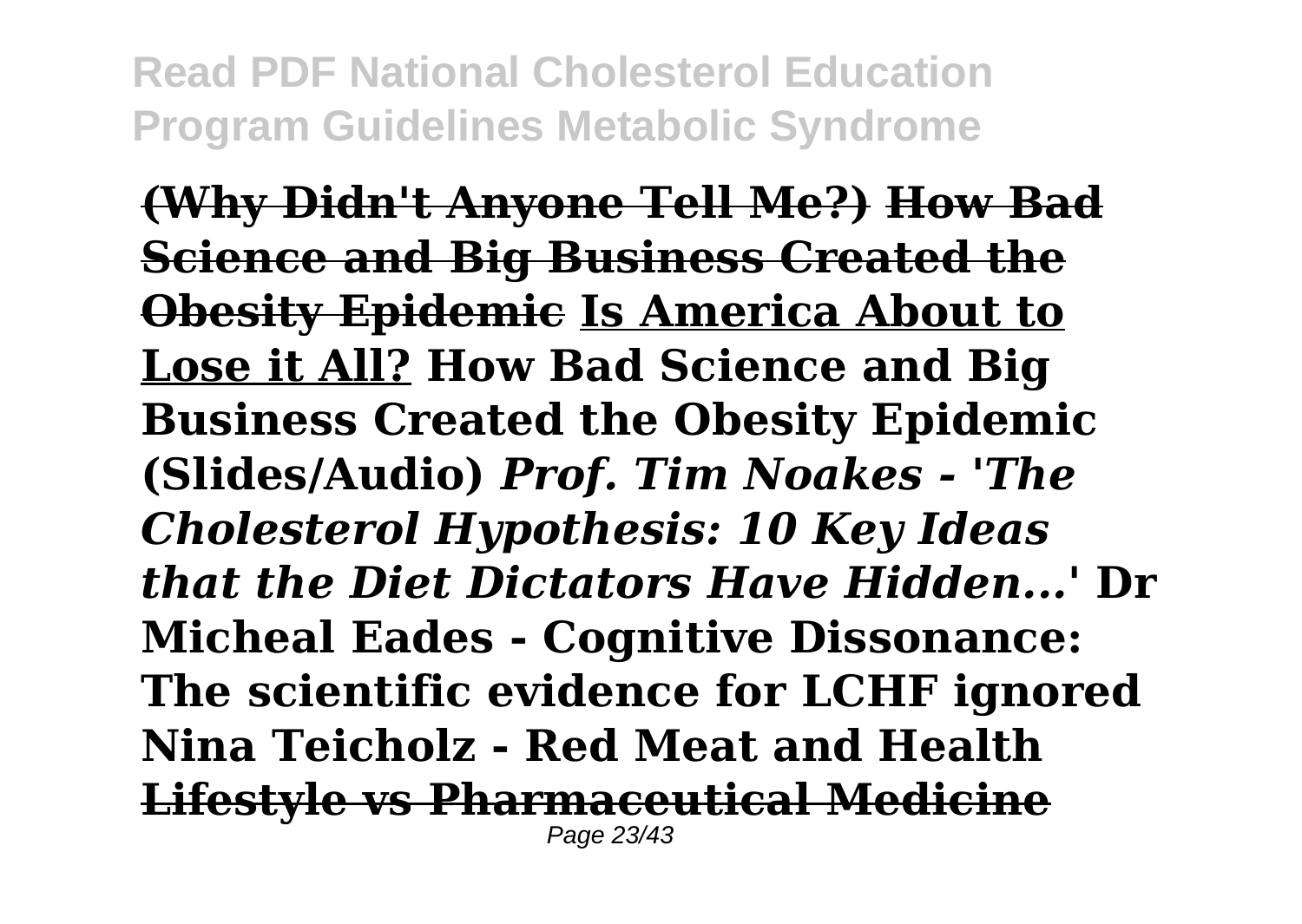**(Why Didn't Anyone Tell Me?)** **How Bad Science and Big Business Created the Obesity Epidemic** **Is America About to Lose it All?** **How Bad Science and Big Business Created the Obesity Epidemic (Slides/Audio)** ***Prof. Tim Noakes - 'The Cholesterol Hypothesis: 10 Key Ideas that the Diet Dictators Have Hidden...'*** **Dr Micheal Eades - Cognitive Dissonance: The scientific evidence for LCHF ignored** **Nina Teicholz - Red Meat and Health** **Lifestyle vs Pharmaceutical Medicine**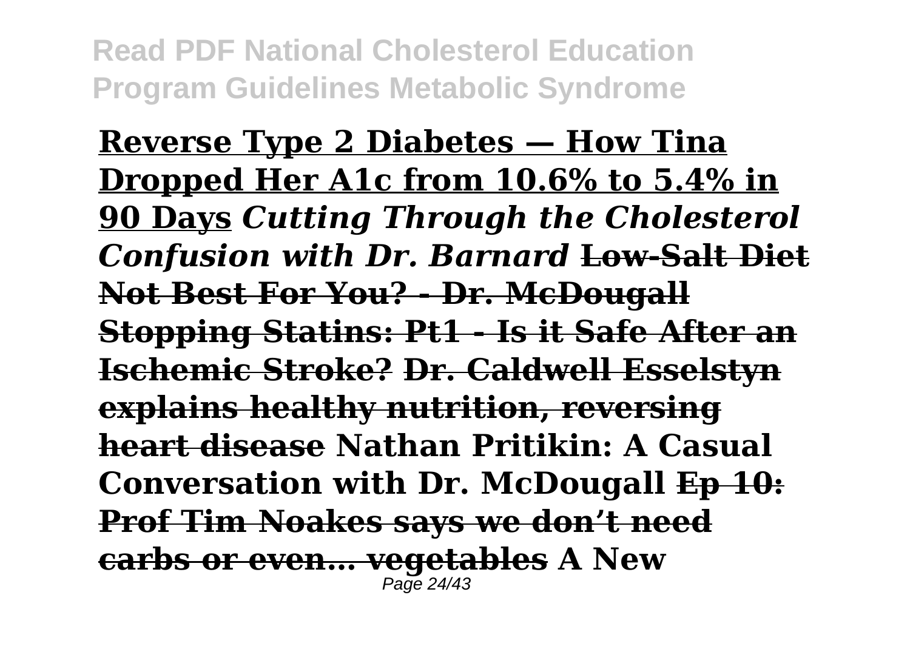**Reverse Type 2 Diabetes — How Tina Dropped Her A1c from 10.6% to 5.4% in 90 Days** ***Cutting Through the Cholesterol Confusion with Dr. Barnard*** **Low-Salt Diet Not Best For You? - Dr. McDougall Stopping Statins: Pt1 - Is it Safe After an Ischemic Stroke? Dr. Caldwell Esselstyn explains healthy nutrition, reversing heart disease Nathan Pritikin: A Casual Conversation with Dr. McDougall Ep 10: Prof Tim Noakes says we don't need carbs or even… vegetables A New**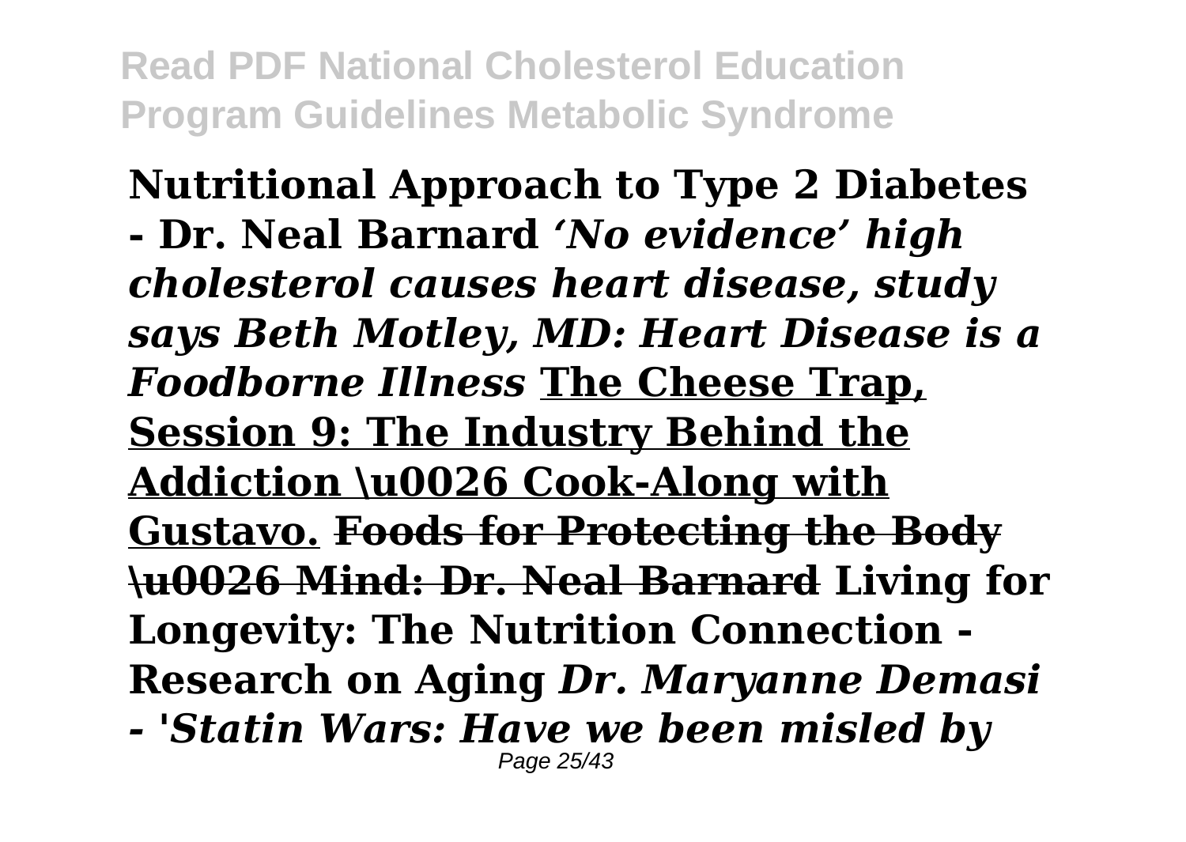**Nutritional Approach to Type 2 Diabetes - Dr. Neal Barnard** ***'No evidence' high cholesterol causes heart disease, study says Beth Motley, MD: Heart Disease is a Foodborne Illness*** **The Cheese Trap, Session 9: The Industry Behind the Addiction \u0026 Cook-Along with Gustavo.** ~~**Foods for Protecting the Body \u0026 Mind: Dr. Neal Barnard**~~ **Living for Longevity: The Nutrition Connection - Research on Aging** ***Dr. Maryanne Demasi - 'Statin Wars: Have we been misled by***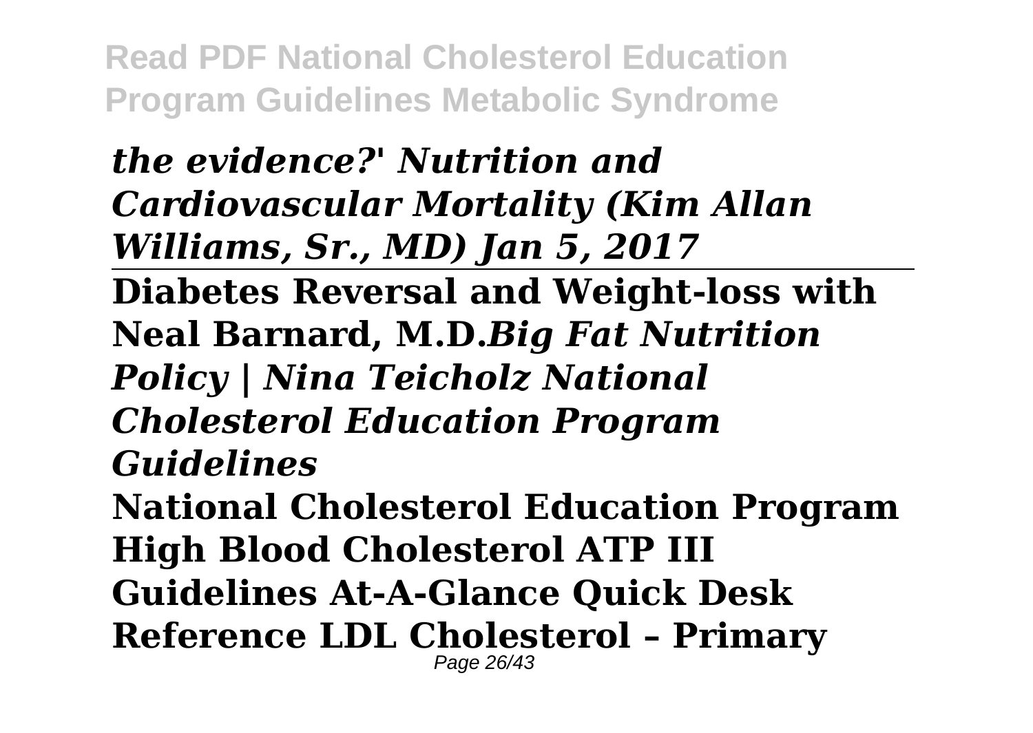***the evidence?' Nutrition and Cardiovascular Mortality (Kim Allan Williams, Sr., MD) Jan 5, 2017***

---

**Diabetes Reversal and Weight-loss with Neal Barnard, M.D.*Big Fat Nutrition Policy | Nina Teicholz National Cholesterol Education Program Guidelines***

**National Cholesterol Education Program High Blood Cholesterol ATP III Guidelines At-A-Glance Quick Desk Reference LDL Cholesterol – Primary**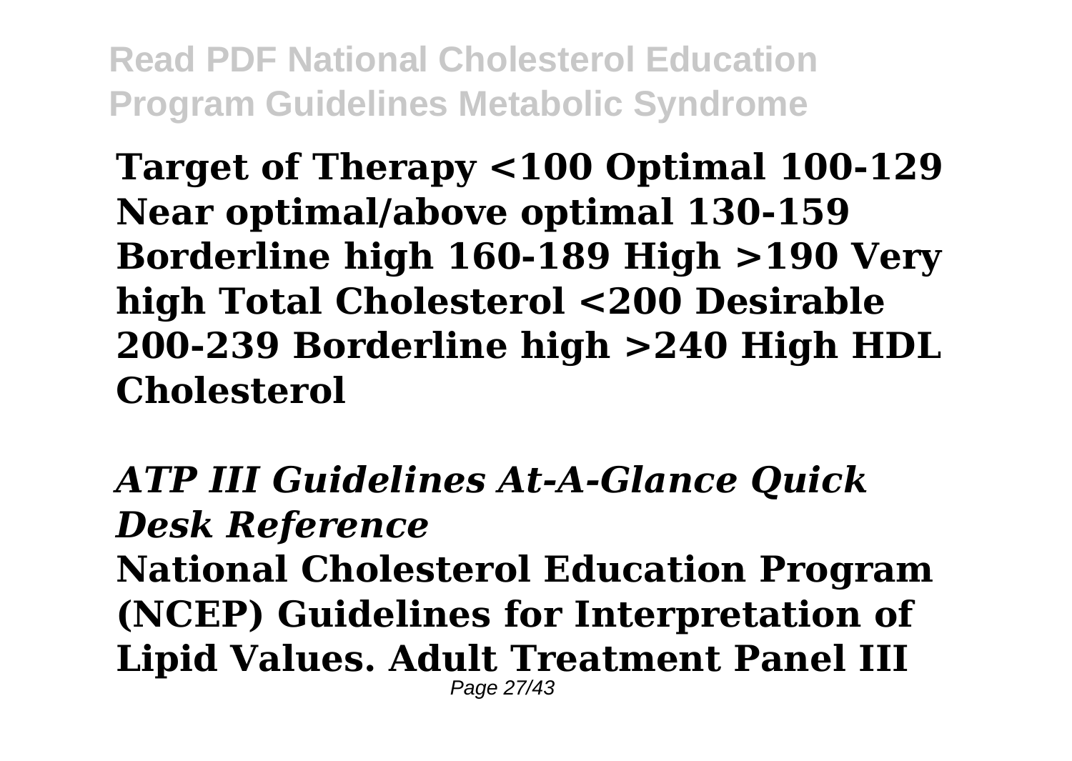**Target of Therapy <100 Optimal 100-129 Near optimal/above optimal 130-159 Borderline high 160-189 High >190 Very high Total Cholesterol <200 Desirable 200-239 Borderline high >240 High HDL Cholesterol**

### *ATP III Guidelines At-A-Glance Quick Desk Reference*

**National Cholesterol Education Program (NCEP) Guidelines for Interpretation of Lipid Values. Adult Treatment Panel III**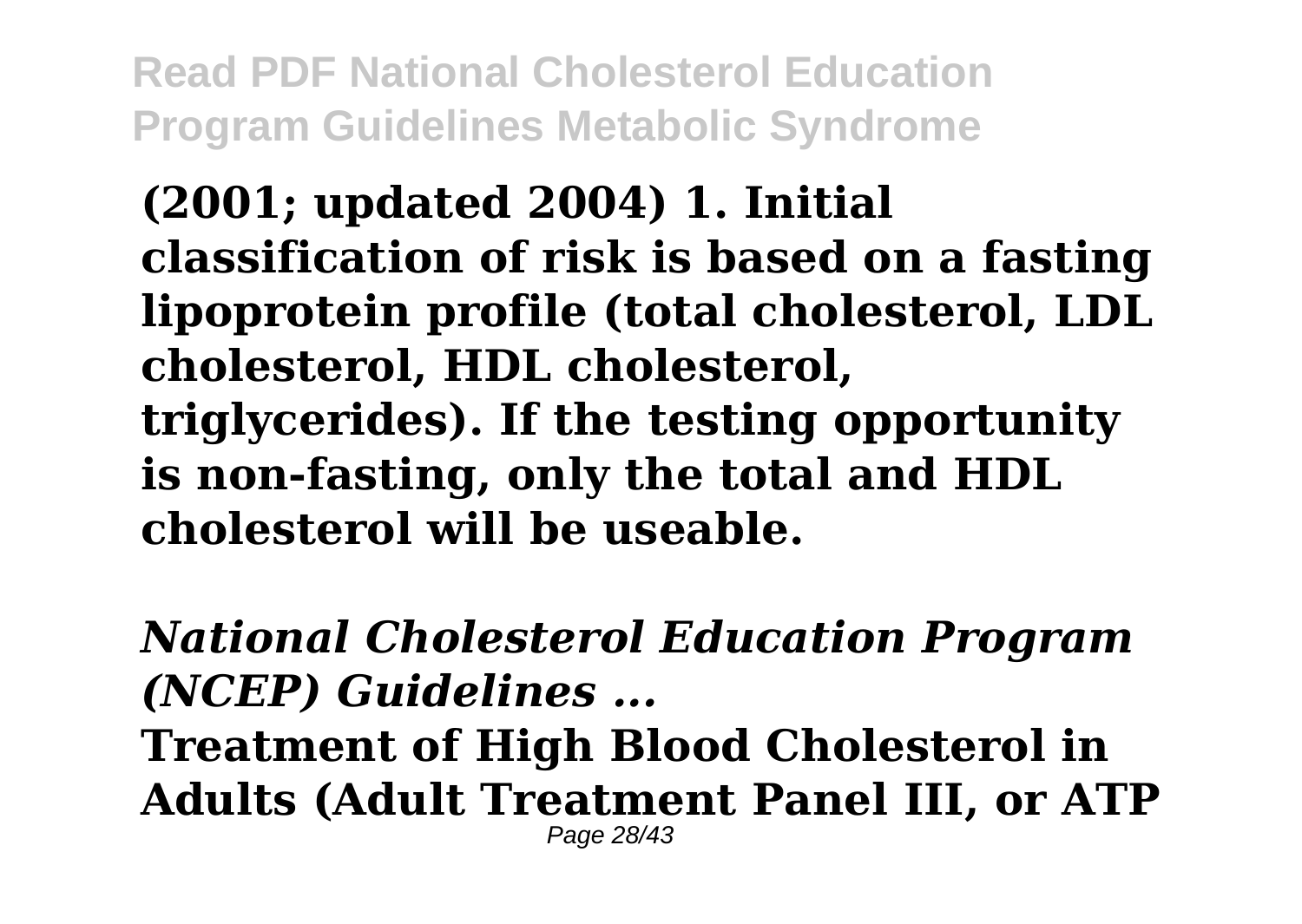**(2001; updated 2004) 1. Initial classification of risk is based on a fasting lipoprotein profile (total cholesterol, LDL cholesterol, HDL cholesterol, triglycerides). If the testing opportunity is non-fasting, only the total and HDL cholesterol will be useable.**

***National Cholesterol Education Program (NCEP) Guidelines ...***

**Treatment of High Blood Cholesterol in Adults (Adult Treatment Panel III, or ATP**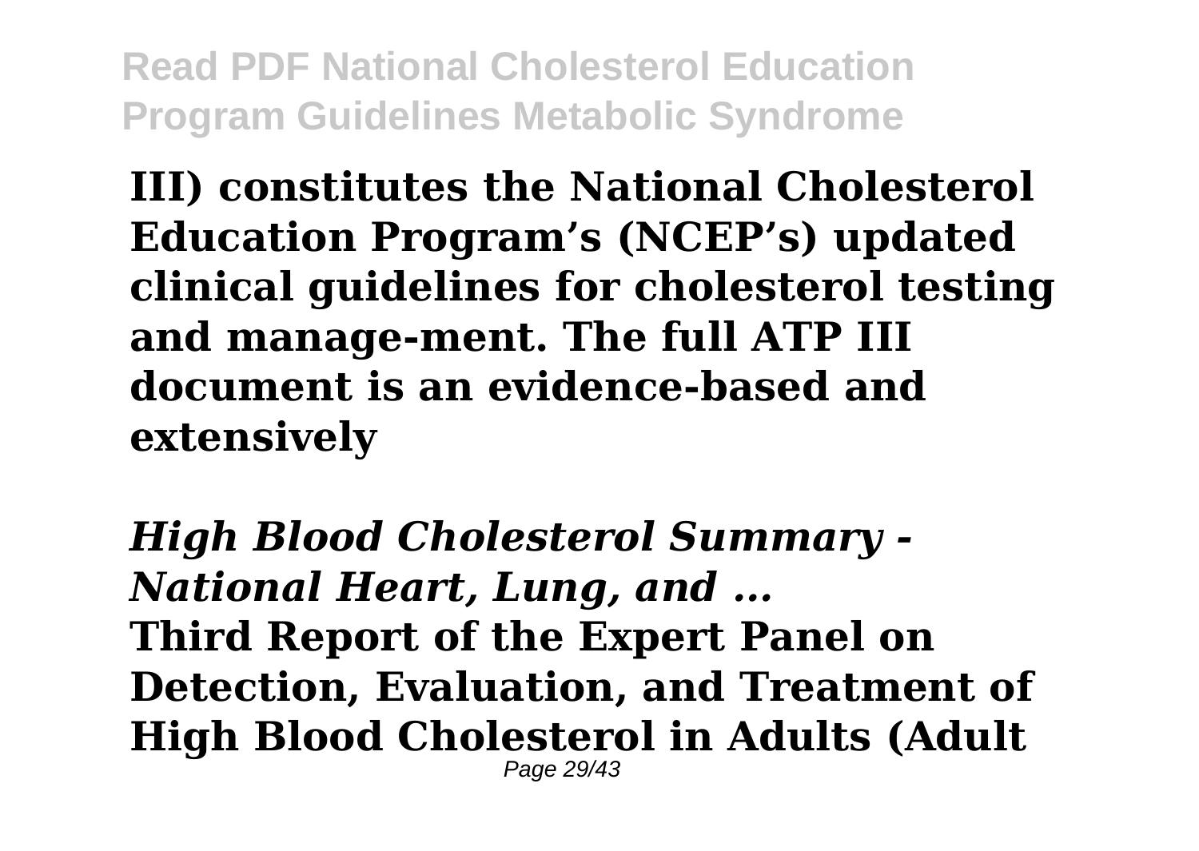**III) constitutes the National Cholesterol Education Program's (NCEP's) updated clinical guidelines for cholesterol testing and manage-ment. The full ATP III document is an evidence-based and extensively**

***High Blood Cholesterol Summary - National Heart, Lung, and ...***

**Third Report of the Expert Panel on Detection, Evaluation, and Treatment of High Blood Cholesterol in Adults (Adult**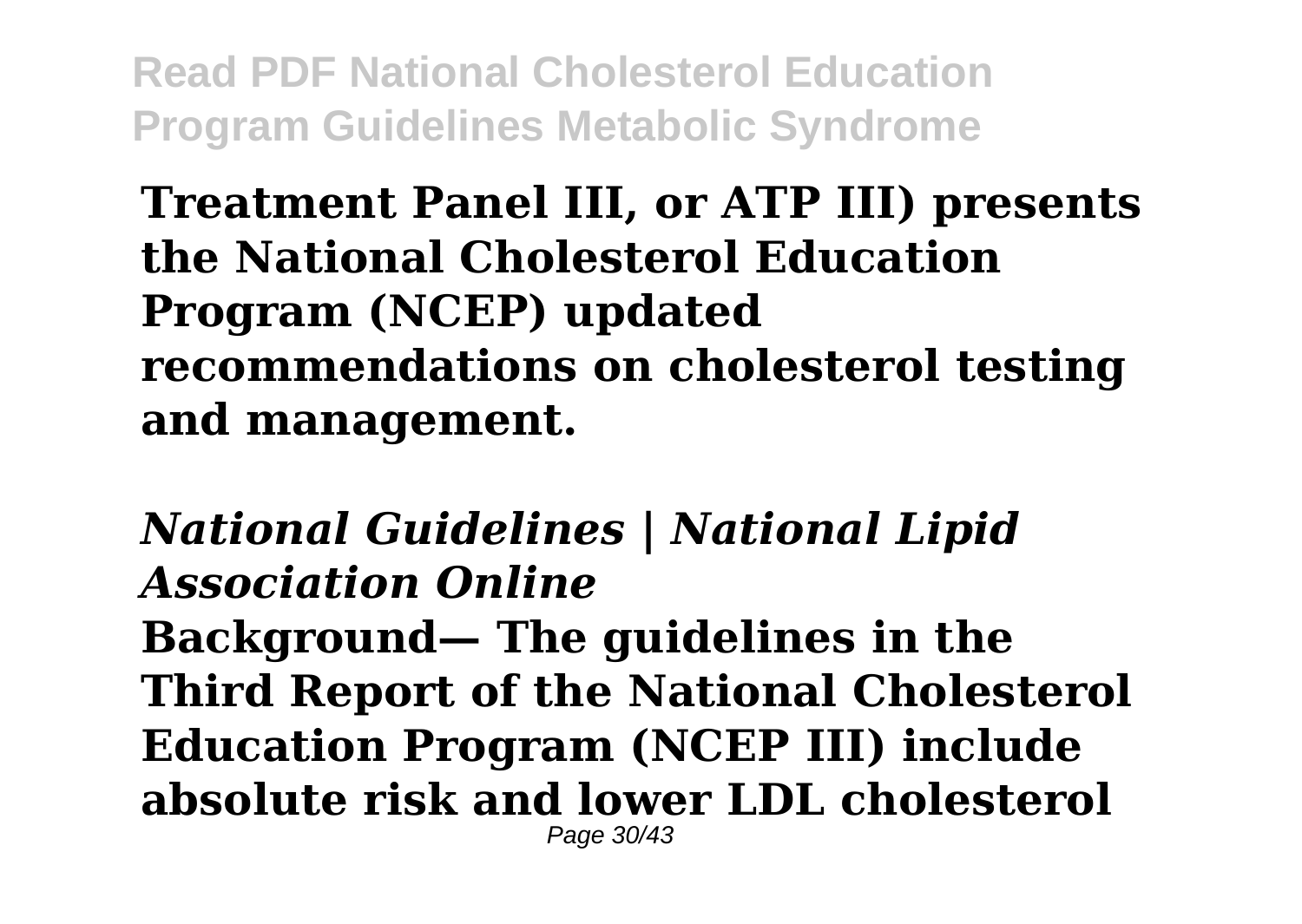**Treatment Panel III, or ATP III) presents the National Cholesterol Education Program (NCEP) updated recommendations on cholesterol testing and management.**

## *National Guidelines | National Lipid Association Online*

**Background— The guidelines in the Third Report of the National Cholesterol Education Program (NCEP III) include absolute risk and lower LDL cholesterol**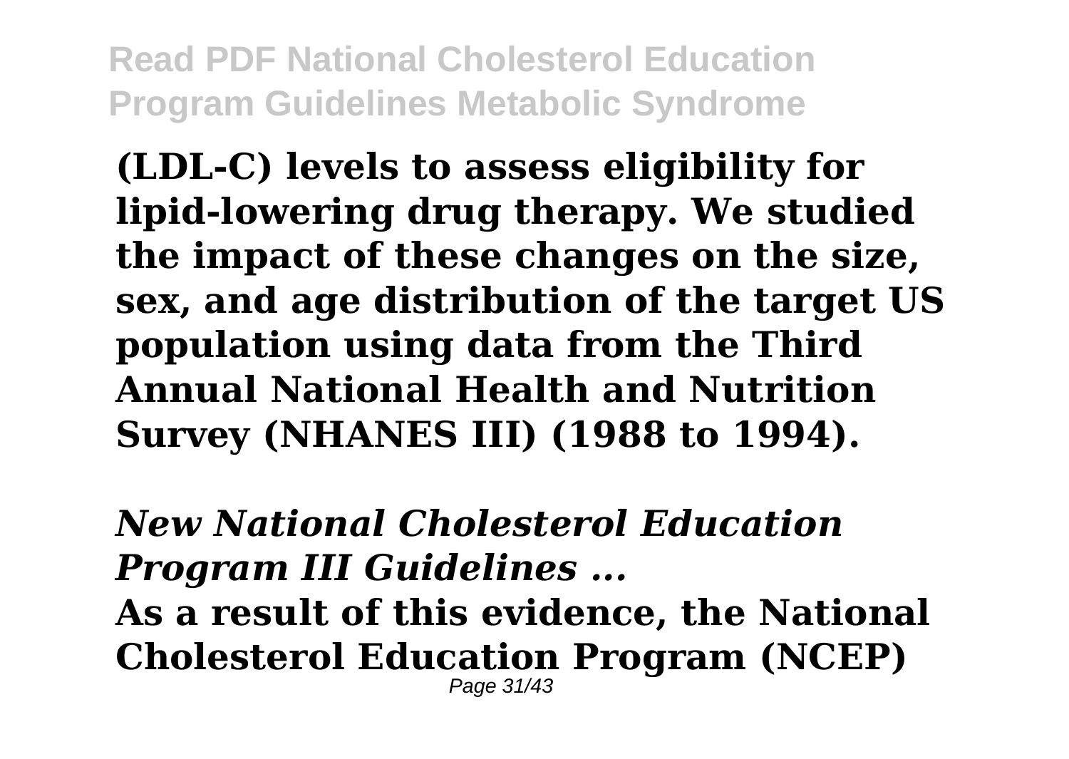**(LDL-C) levels to assess eligibility for lipid-lowering drug therapy. We studied the impact of these changes on the size, sex, and age distribution of the target US population using data from the Third Annual National Health and Nutrition Survey (NHANES III) (1988 to 1994).**

### *New National Cholesterol Education Program III Guidelines ...*

**As a result of this evidence, the National Cholesterol Education Program (NCEP)**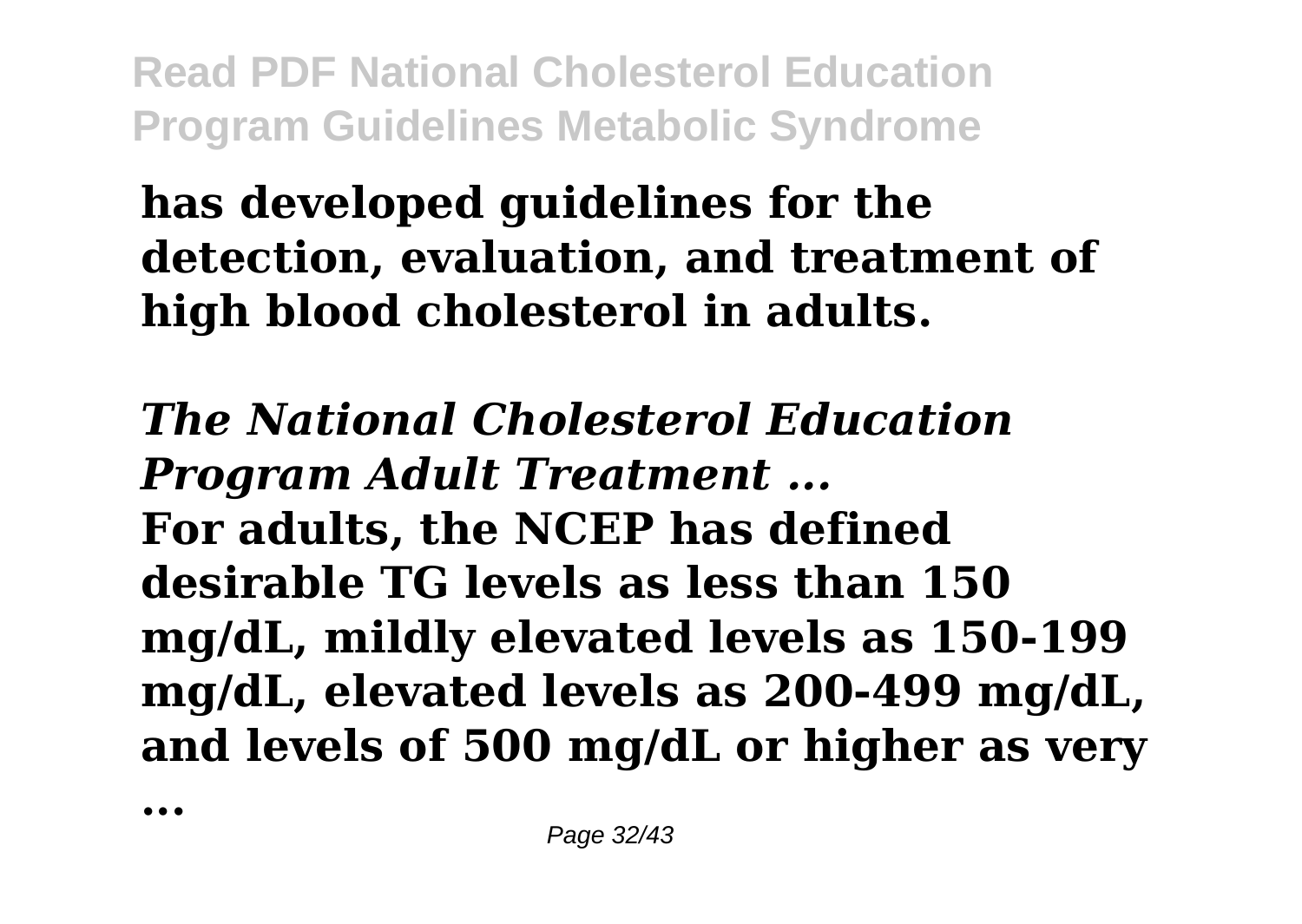**has developed guidelines for the detection, evaluation, and treatment of high blood cholesterol in adults.**

## ***The National Cholesterol Education Program Adult Treatment ...***

**For adults, the NCEP has defined desirable TG levels as less than 150 mg/dL, mildly elevated levels as 150-199 mg/dL, elevated levels as 200-499 mg/dL, and levels of 500 mg/dL or higher as very ...**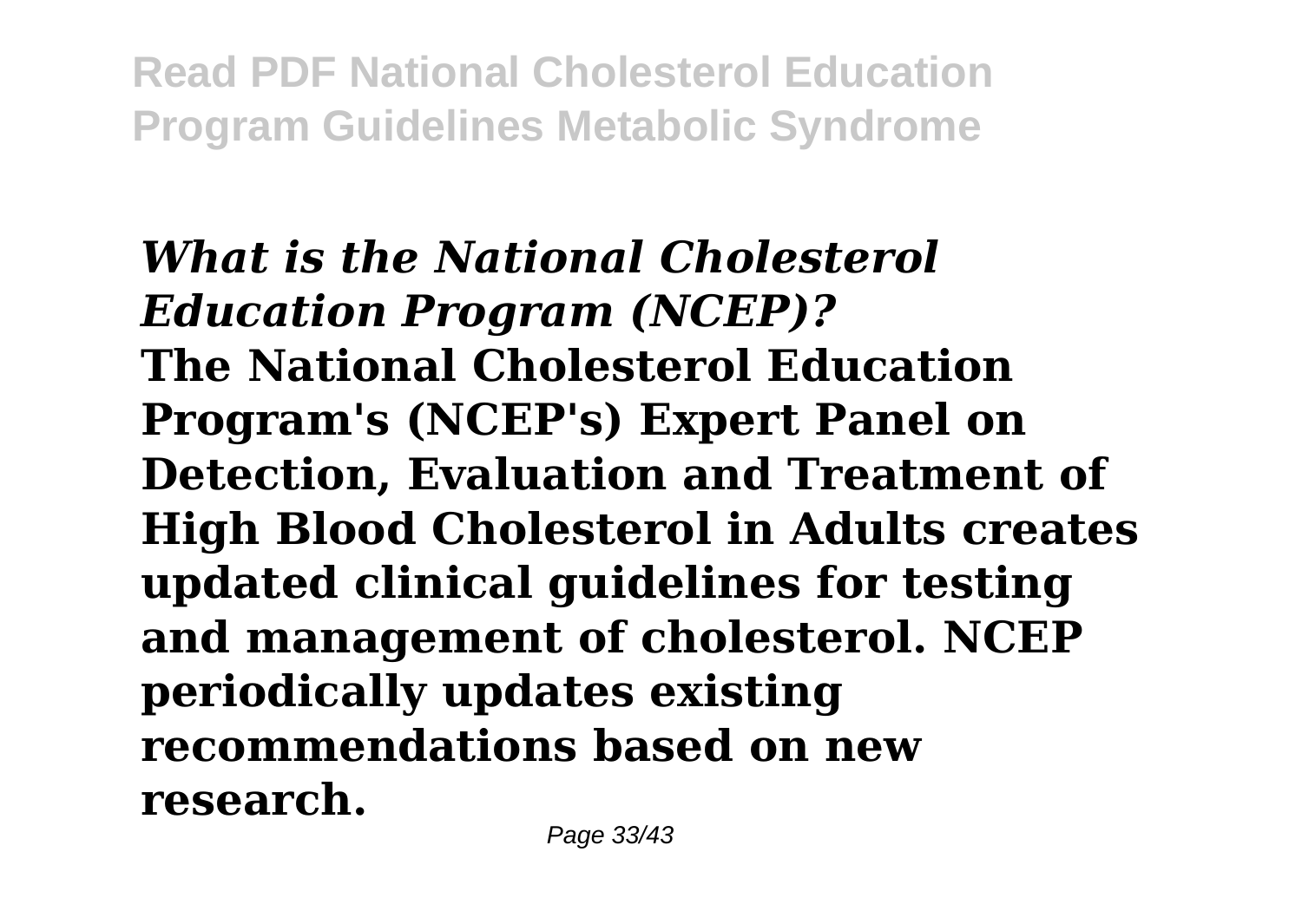***What is the National Cholesterol Education Program (NCEP)?***

**The National Cholesterol Education Program's (NCEP's) Expert Panel on Detection, Evaluation and Treatment of High Blood Cholesterol in Adults creates updated clinical guidelines for testing and management of cholesterol. NCEP periodically updates existing recommendations based on new research.**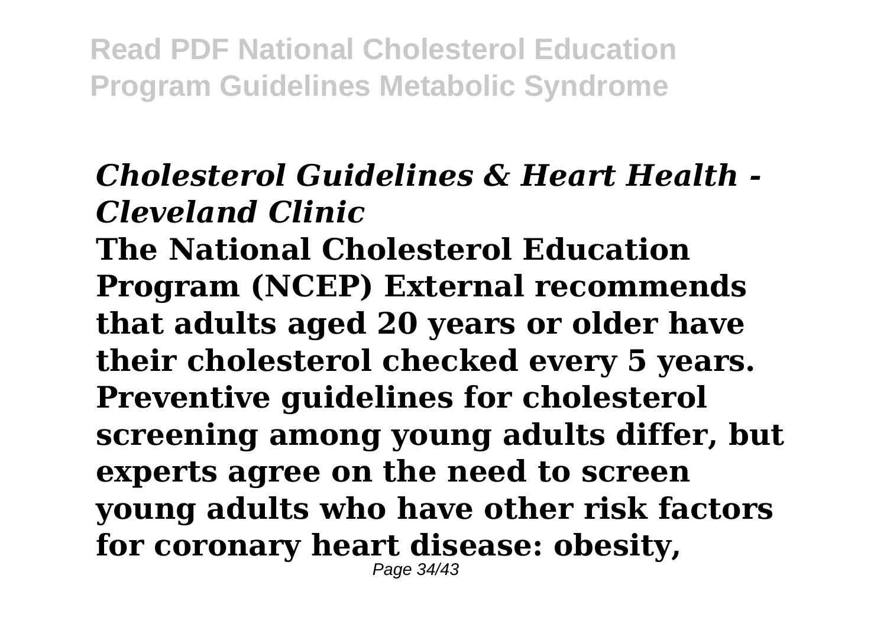## *Cholesterol Guidelines & Heart Health - Cleveland Clinic*

**The National Cholesterol Education Program (NCEP) External recommends that adults aged 20 years or older have their cholesterol checked every 5 years. Preventive guidelines for cholesterol screening among young adults differ, but experts agree on the need to screen young adults who have other risk factors for coronary heart disease: obesity,**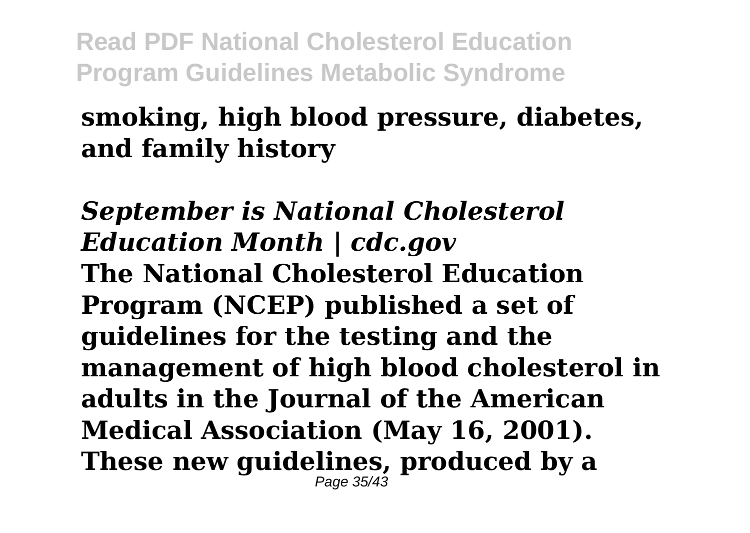**smoking, high blood pressure, diabetes, and family history**

***September is National Cholesterol Education Month | cdc.gov***

**The National Cholesterol Education Program (NCEP) published a set of guidelines for the testing and the management of high blood cholesterol in adults in the Journal of the American Medical Association (May 16, 2001). These new guidelines, produced by a**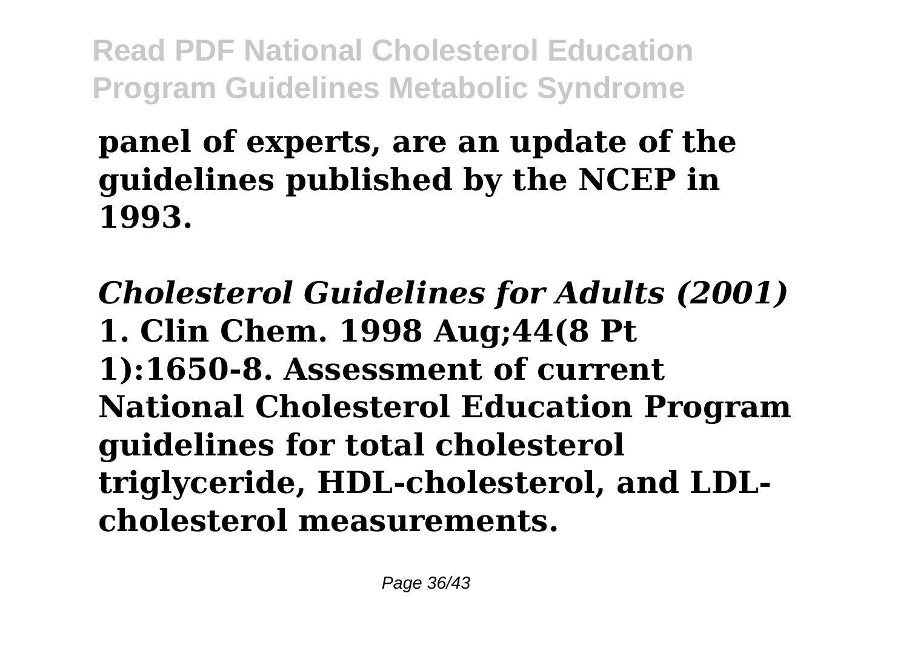**panel of experts, are an update of the guidelines published by the NCEP in 1993.**

***Cholesterol Guidelines for Adults (2001)***

**1. Clin Chem. 1998 Aug;44(8 Pt 1):1650-8. Assessment of current National Cholesterol Education Program guidelines for total cholesterol triglyceride, HDL-cholesterol, and LDL-cholesterol measurements.**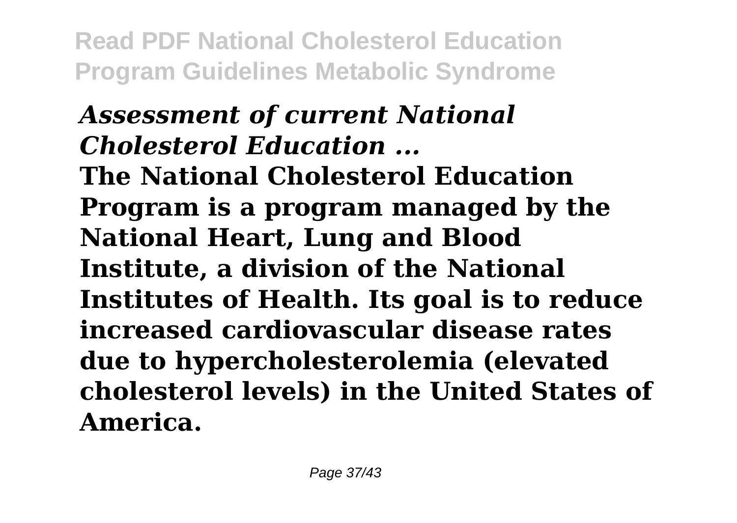### *Assessment of current National Cholesterol Education ...*

**The National Cholesterol Education Program is a program managed by the National Heart, Lung and Blood Institute, a division of the National Institutes of Health. Its goal is to reduce increased cardiovascular disease rates due to hypercholesterolemia (elevated cholesterol levels) in the United States of America.**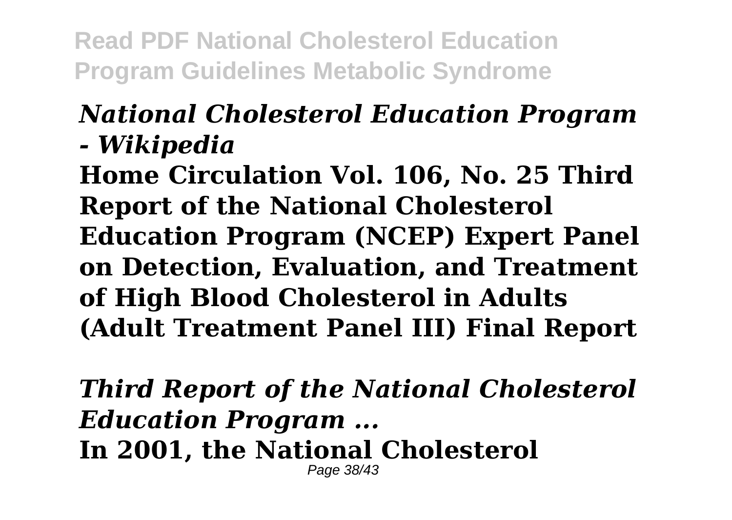***National Cholesterol Education Program - Wikipedia***

**Home Circulation Vol. 106, No. 25 Third Report of the National Cholesterol Education Program (NCEP) Expert Panel on Detection, Evaluation, and Treatment of High Blood Cholesterol in Adults (Adult Treatment Panel III) Final Report**

***Third Report of the National Cholesterol Education Program ...***

**In 2001, the National Cholesterol**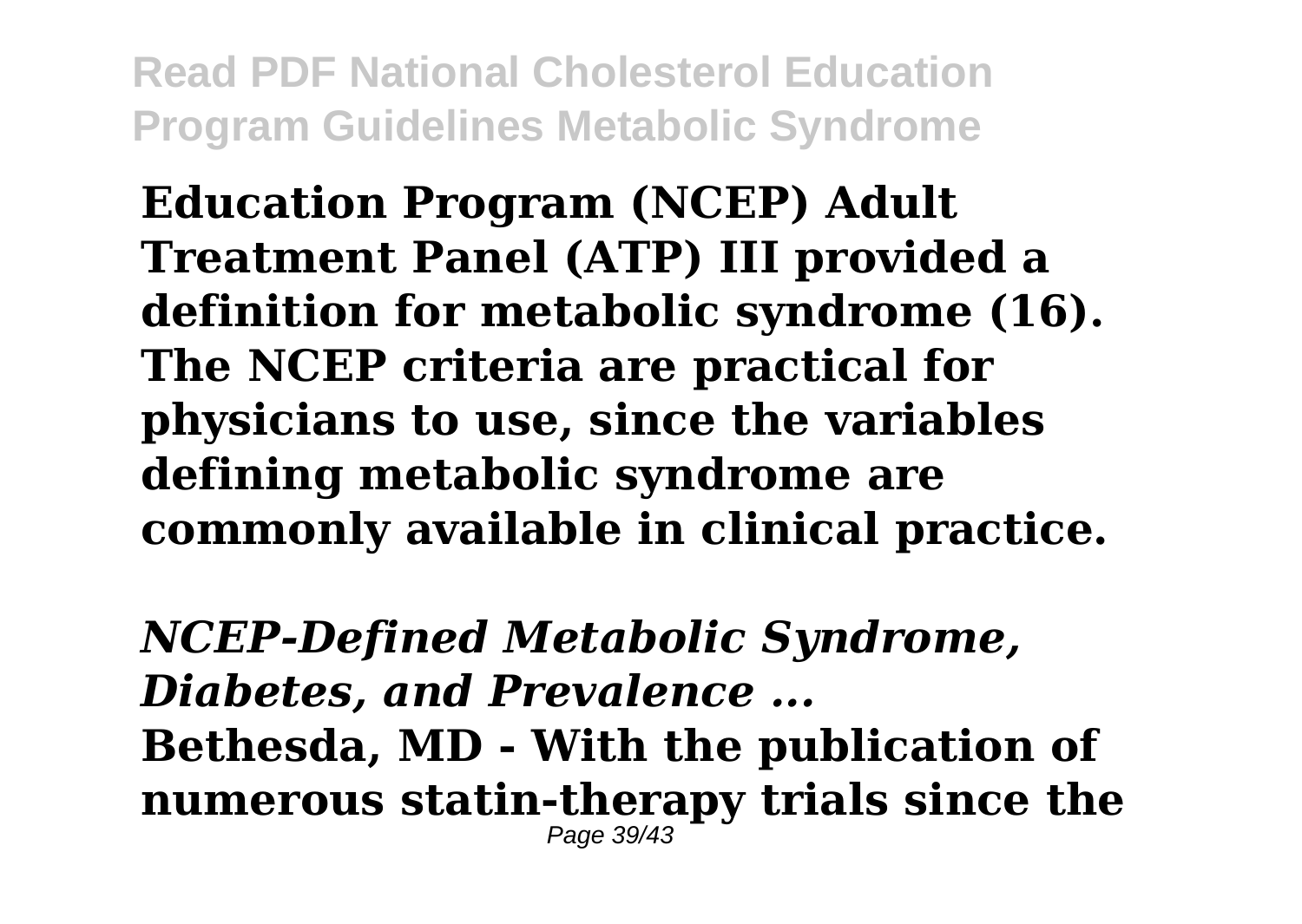**Education Program (NCEP) Adult Treatment Panel (ATP) III provided a definition for metabolic syndrome (16). The NCEP criteria are practical for physicians to use, since the variables defining metabolic syndrome are commonly available in clinical practice.**

***NCEP-Defined Metabolic Syndrome, Diabetes, and Prevalence ...***

**Bethesda, MD - With the publication of numerous statin-therapy trials since the**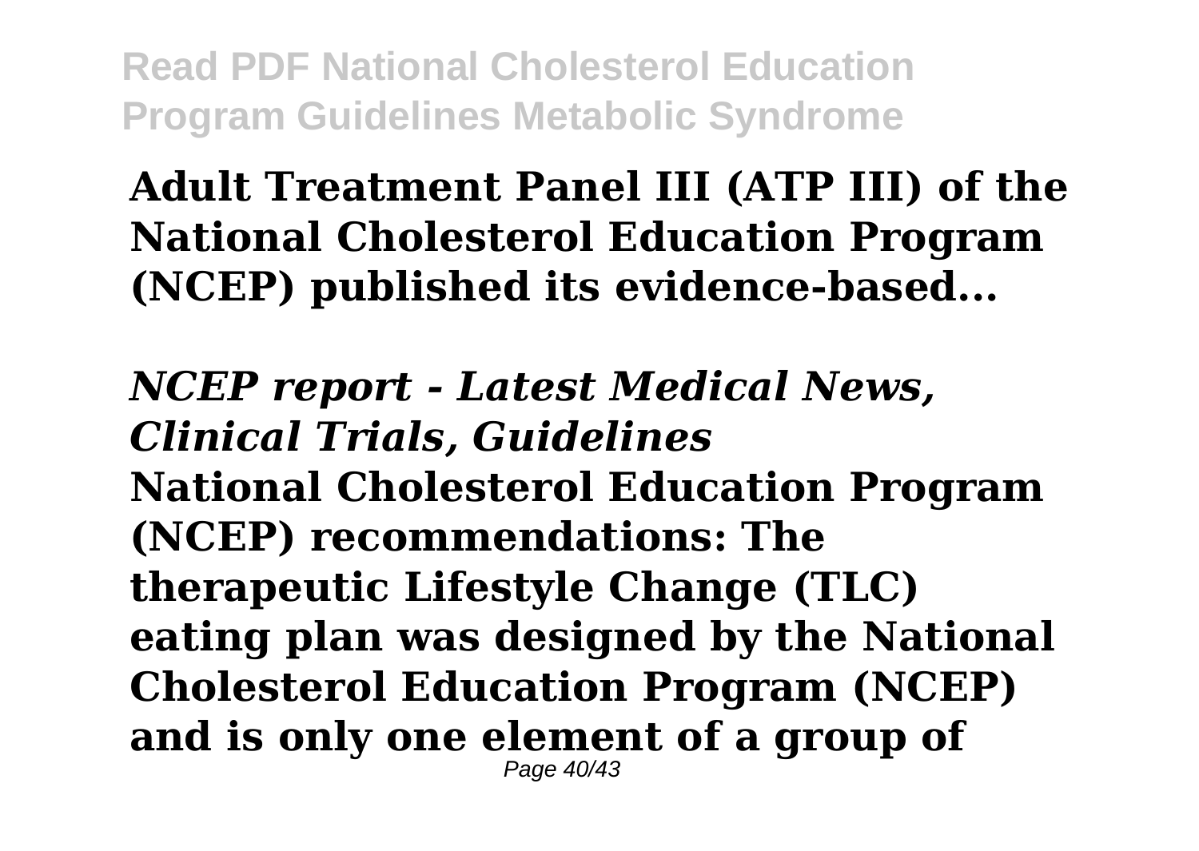**Adult Treatment Panel III (ATP III) of the National Cholesterol Education Program (NCEP) published its evidence-based...**

***NCEP report - Latest Medical News, Clinical Trials, Guidelines***

**National Cholesterol Education Program (NCEP) recommendations: The therapeutic Lifestyle Change (TLC) eating plan was designed by the National Cholesterol Education Program (NCEP) and is only one element of a group of**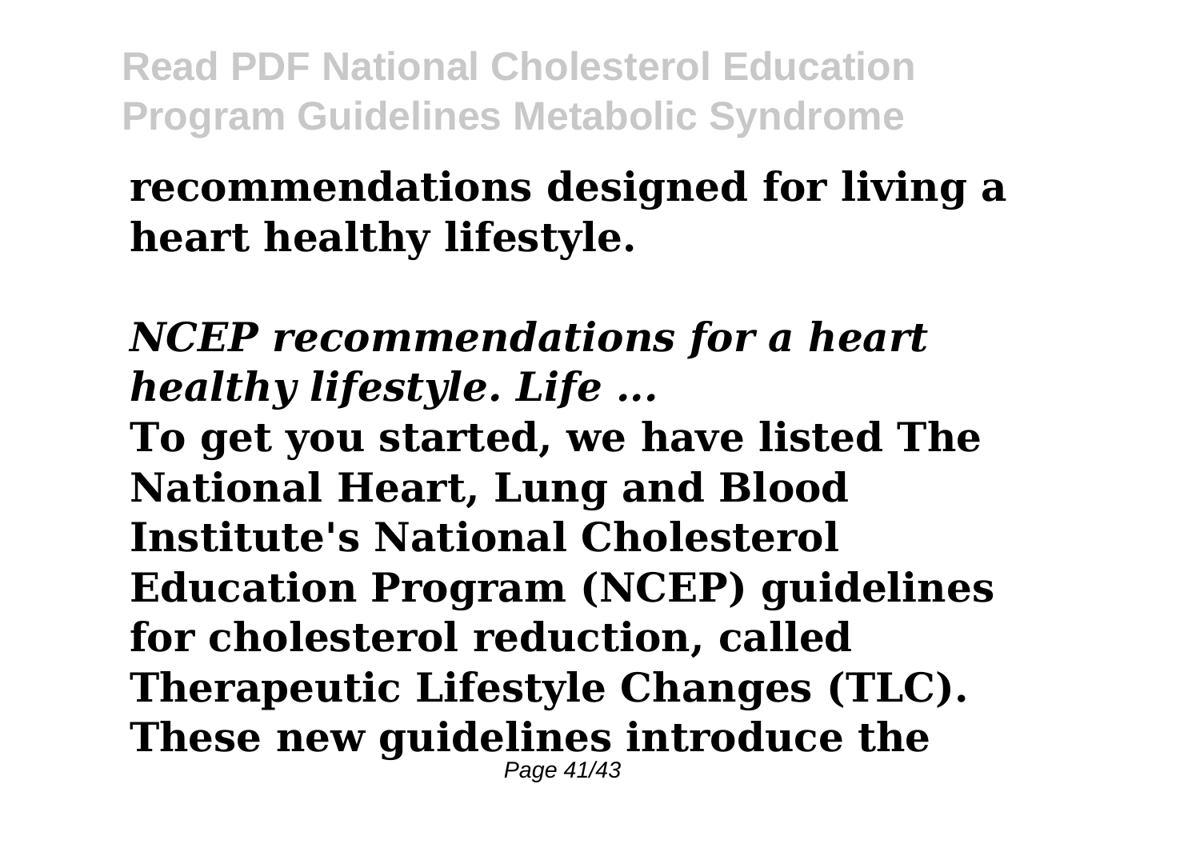**recommendations designed for living a heart healthy lifestyle.**

***NCEP recommendations for a heart healthy lifestyle. Life ...***

**To get you started, we have listed The National Heart, Lung and Blood Institute's National Cholesterol Education Program (NCEP) guidelines for cholesterol reduction, called Therapeutic Lifestyle Changes (TLC). These new guidelines introduce the**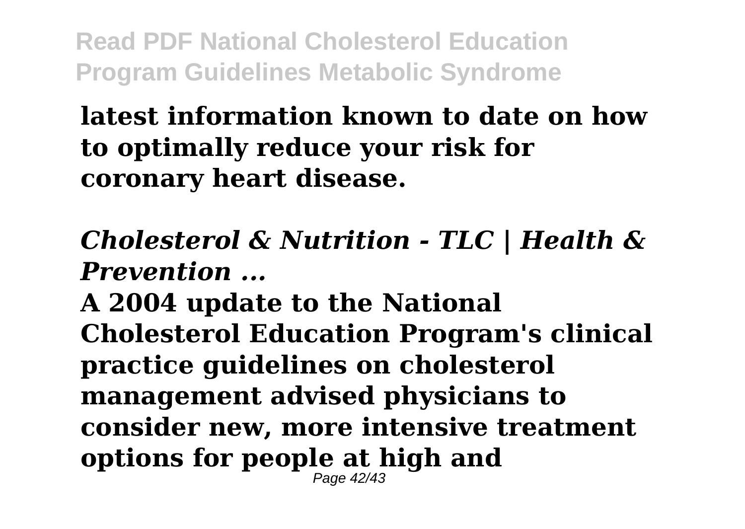**latest information known to date on how to optimally reduce your risk for coronary heart disease.**

## *Cholesterol & Nutrition - TLC | Health & Prevention ...*

**A 2004 update to the National Cholesterol Education Program's clinical practice guidelines on cholesterol management advised physicians to consider new, more intensive treatment options for people at high and**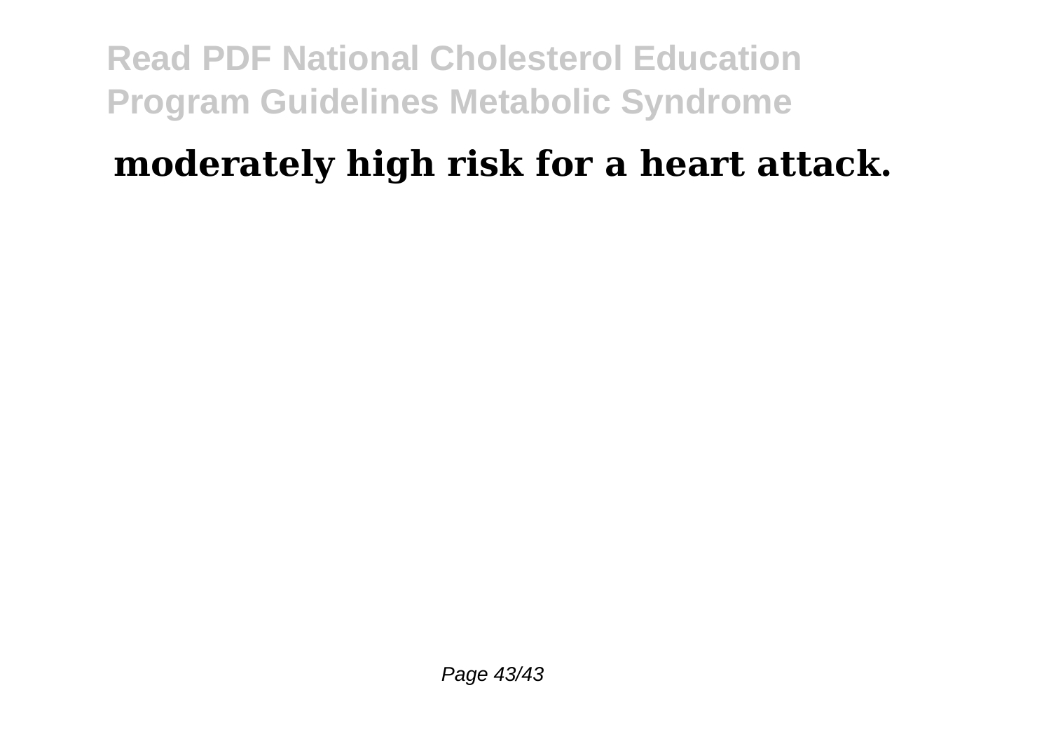**moderately high risk for a heart attack.**